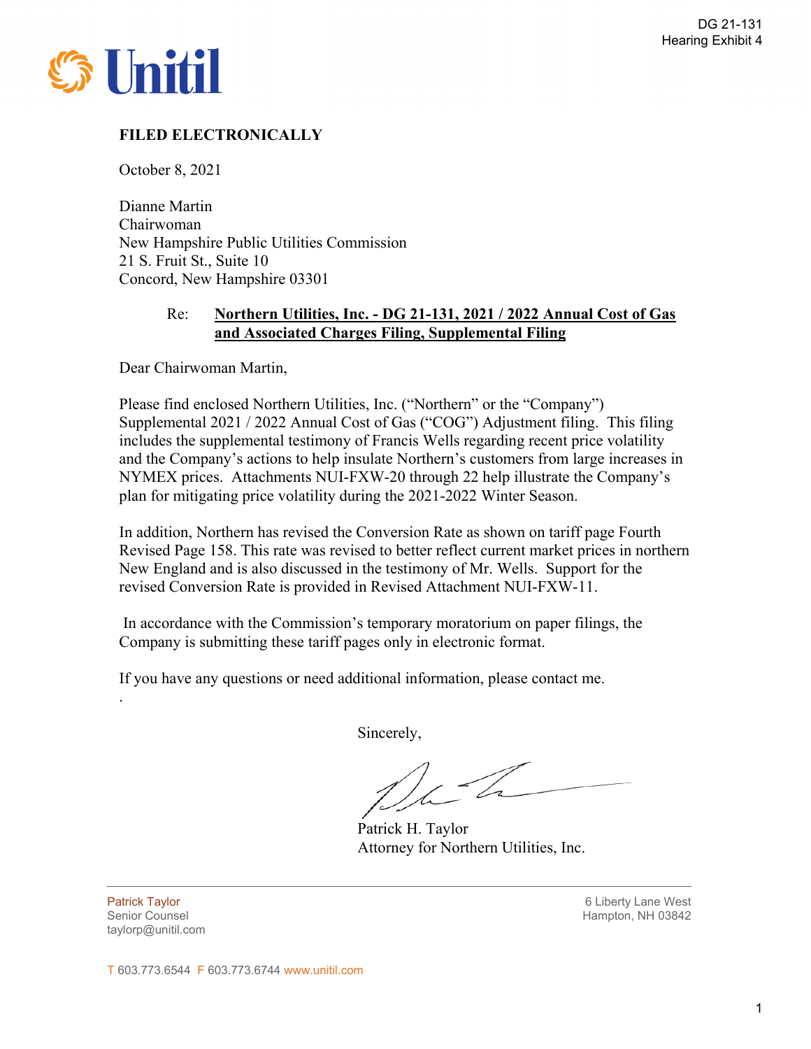DG 21-131
Hearing Exhibit 4

Unitil

**FILED ELECTRONICALLY**

October 8, 2021

Dianne Martin
Chairwoman
New Hampshire Public Utilities Commission
21 S. Fruit St., Suite 10
Concord, New Hampshire 03301

Re: **Northern Utilities, Inc. - DG 21-131, 2021 / 2022 Annual Cost of Gas and Associated Charges Filing, Supplemental Filing**

Dear Chairwoman Martin,

Please find enclosed Northern Utilities, Inc. ("Northern" or the "Company") Supplemental 2021 / 2022 Annual Cost of Gas ("COG") Adjustment filing. This filing includes the supplemental testimony of Francis Wells regarding recent price volatility and the Company's actions to help insulate Northern's customers from large increases in NYMEX prices. Attachments NUI-FXW-20 through 22 help illustrate the Company's plan for mitigating price volatility during the 2021-2022 Winter Season.

In addition, Northern has revised the Conversion Rate as shown on tariff page Fourth Revised Page 158. This rate was revised to better reflect current market prices in northern New England and is also discussed in the testimony of Mr. Wells. Support for the revised Conversion Rate is provided in Revised Attachment NUI-FXW-11.

In accordance with the Commission's temporary moratorium on paper filings, the Company is submitting these tariff pages only in electronic format.

If you have any questions or need additional information, please contact me.

.

Sincerely,

Patrick H. Taylor
Attorney for Northern Utilities, Inc.

Patrick Taylor
Senior Counsel
taylorp@unitil.com

6 Liberty Lane West
Hampton, NH 03842

T 603.773.6544 F 603.773.6744 www.unitil.com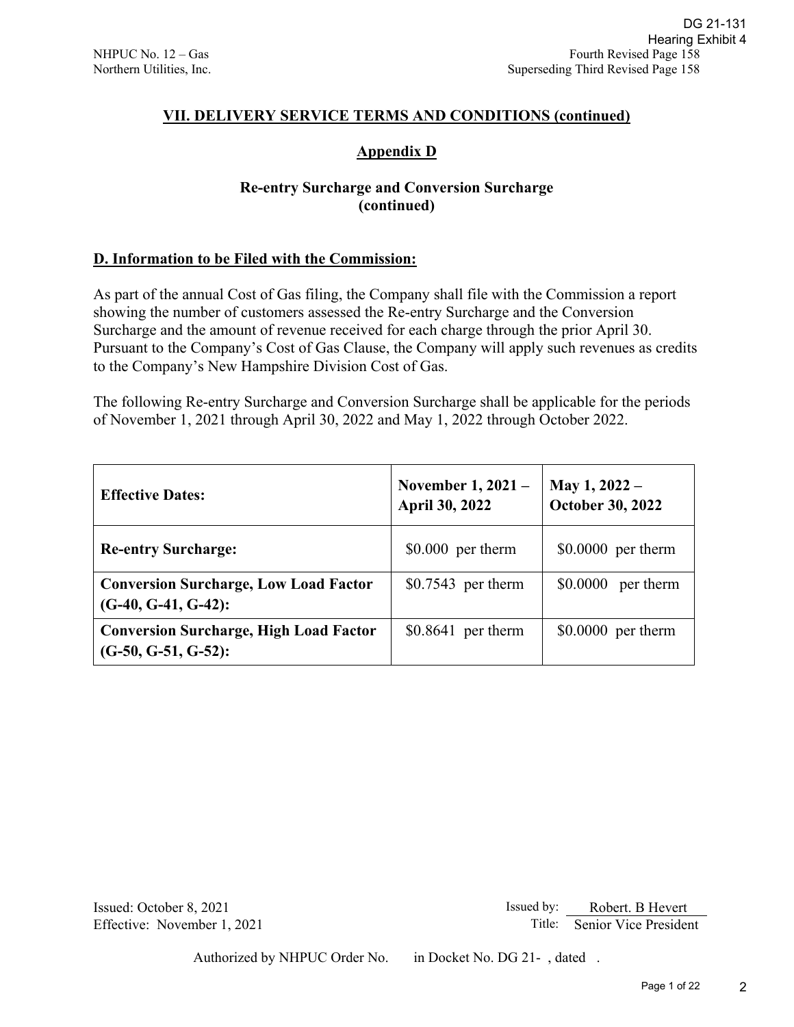DG 21-131
Hearing Exhibit 4

NHPUC No. 12 – Gas
Northern Utilities, Inc.

Fourth Revised Page 158
Superseding Third Revised Page 158

## VII. DELIVERY SERVICE TERMS AND CONDITIONS (continued)

### Appendix D

### Re-entry Surcharge and Conversion Surcharge (continued)

**D. Information to be Filed with the Commission:**

As part of the annual Cost of Gas filing, the Company shall file with the Commission a report showing the number of customers assessed the Re-entry Surcharge and the Conversion Surcharge and the amount of revenue received for each charge through the prior April 30. Pursuant to the Company's Cost of Gas Clause, the Company will apply such revenues as credits to the Company's New Hampshire Division Cost of Gas.

The following Re-entry Surcharge and Conversion Surcharge shall be applicable for the periods of November 1, 2021 through April 30, 2022 and May 1, 2022 through October 2022.

| **Effective Dates:** | **November 1, 2021 – April 30, 2022** | **May 1, 2022 – October 30, 2022** |
|---|---|---|
| **Re-entry Surcharge:** | $0.000 per therm | $0.0000 per therm |
| **Conversion Surcharge, Low Load Factor (G-40, G-41, G-42):** | $0.7543 per therm | $0.0000 per therm |
| **Conversion Surcharge, High Load Factor (G-50, G-51, G-52):** | $0.8641 per therm | $0.0000 per therm |

Issued: October 8, 2021
Effective: November 1, 2021

Issued by: Robert. B Hevert
Title: Senior Vice President

Authorized by NHPUC Order No. in Docket No. DG 21- , dated .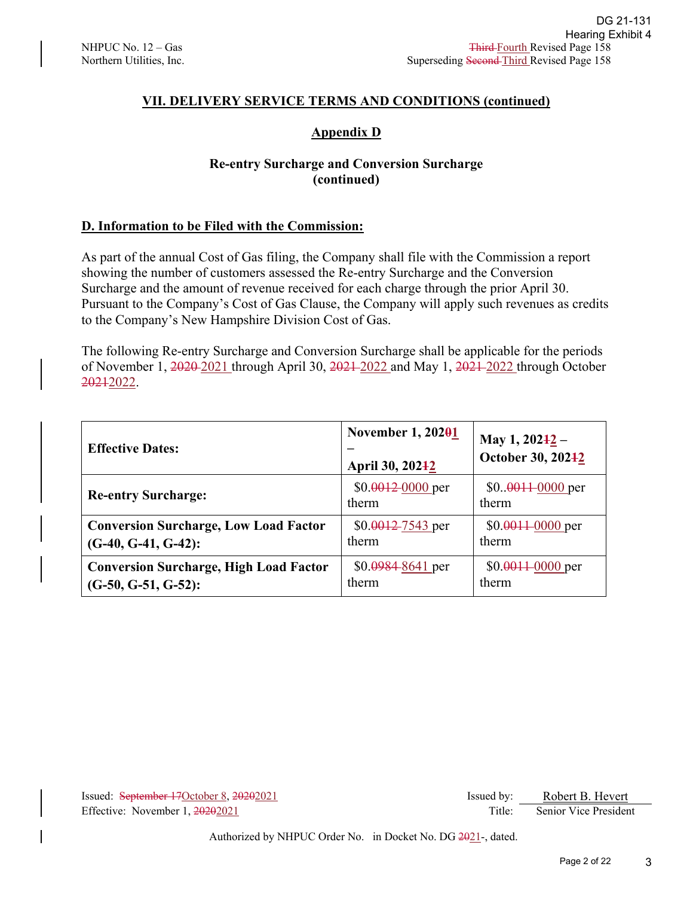DG 21-131
Hearing Exhibit 4

NHPUC No. 12 – Gas
Northern Utilities, Inc.

~~Third~~ Fourth Revised Page 158
Superseding ~~Second~~ Third Revised Page 158

## VII. DELIVERY SERVICE TERMS AND CONDITIONS (continued)

## Appendix D

### Re-entry Surcharge and Conversion Surcharge (continued)

**D. Information to be Filed with the Commission:**

As part of the annual Cost of Gas filing, the Company shall file with the Commission a report showing the number of customers assessed the Re-entry Surcharge and the Conversion Surcharge and the amount of revenue received for each charge through the prior April 30. Pursuant to the Company's Cost of Gas Clause, the Company will apply such revenues as credits to the Company's New Hampshire Division Cost of Gas.

The following Re-entry Surcharge and Conversion Surcharge shall be applicable for the periods of November 1, ~~2020~~ 2021 through April 30, ~~2021~~ 2022 and May 1, ~~2021~~ 2022 through October ~~2021~~2022.

| **Effective Dates:** | **November 1, 202~~0~~1 – April 30, 202~~1~~2** | **May 1, 202~~1~~2 – October 30, 202~~1~~2** |
|---|---|---|
| **Re-entry Surcharge:** | $0.~~0012~~ 0000 per therm | $0..~~0011~~ 0000 per therm |
| **Conversion Surcharge, Low Load Factor (G-40, G-41, G-42):** | $0.~~0012~~ 7543 per therm | $0.~~0011~~ 0000 per therm |
| **Conversion Surcharge, High Load Factor (G-50, G-51, G-52):** | $0.~~0984~~ 8641 per therm | $0.~~0011~~ 0000 per therm |

Issued: ~~September 17~~October 8, ~~2020~~2021
Effective: November 1, ~~2020~~2021

Issued by: Robert B. Hevert
Title: Senior Vice President

Authorized by NHPUC Order No. in Docket No. DG ~~20~~21-, dated.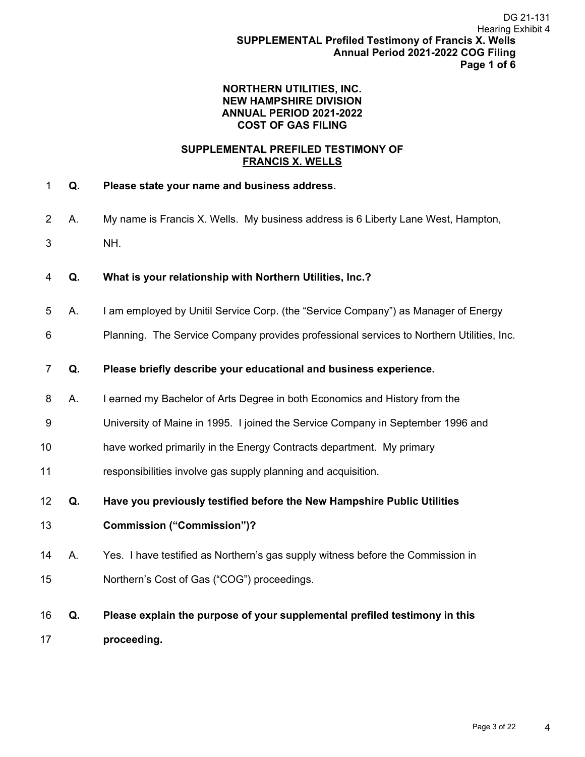**NORTHERN UTILITIES, INC.**
**NEW HAMPSHIRE DIVISION**
**ANNUAL PERIOD 2021-2022**
**COST OF GAS FILING**

**SUPPLEMENTAL PREFILED TESTIMONY OF**
**FRANCIS X. WELLS**

1 **Q. Please state your name and business address.**

2 A. My name is Francis X. Wells. My business address is 6 Liberty Lane West, Hampton,
3 NH.

4 **Q. What is your relationship with Northern Utilities, Inc.?**

5 A. I am employed by Unitil Service Corp. (the "Service Company") as Manager of Energy
6 Planning. The Service Company provides professional services to Northern Utilities, Inc.

7 **Q. Please briefly describe your educational and business experience.**

8 A. I earned my Bachelor of Arts Degree in both Economics and History from the
9 University of Maine in 1995. I joined the Service Company in September 1996 and
10 have worked primarily in the Energy Contracts department. My primary
11 responsibilities involve gas supply planning and acquisition.

12 **Q. Have you previously testified before the New Hampshire Public Utilities**
13 **Commission ("Commission")?**

14 A. Yes. I have testified as Northern's gas supply witness before the Commission in
15 Northern's Cost of Gas ("COG") proceedings.

16 **Q. Please explain the purpose of your supplemental prefiled testimony in this**
17 **proceeding.**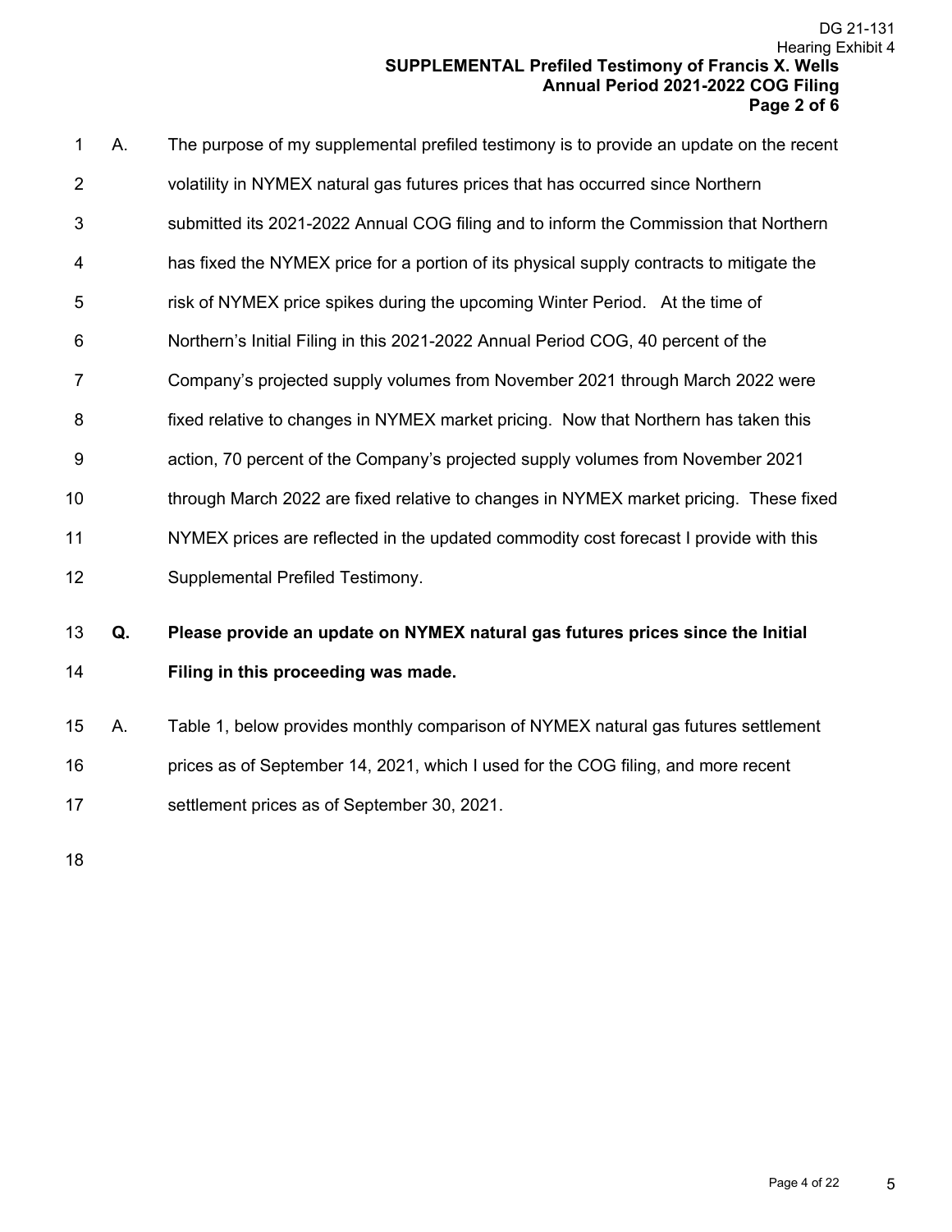A. The purpose of my supplemental prefiled testimony is to provide an update on the recent volatility in NYMEX natural gas futures prices that has occurred since Northern submitted its 2021-2022 Annual COG filing and to inform the Commission that Northern has fixed the NYMEX price for a portion of its physical supply contracts to mitigate the risk of NYMEX price spikes during the upcoming Winter Period. At the time of Northern's Initial Filing in this 2021-2022 Annual Period COG, 40 percent of the Company's projected supply volumes from November 2021 through March 2022 were fixed relative to changes in NYMEX market pricing. Now that Northern has taken this action, 70 percent of the Company's projected supply volumes from November 2021 through March 2022 are fixed relative to changes in NYMEX market pricing. These fixed NYMEX prices are reflected in the updated commodity cost forecast I provide with this Supplemental Prefiled Testimony.

**Q. Please provide an update on NYMEX natural gas futures prices since the Initial Filing in this proceeding was made.**

A. Table 1, below provides monthly comparison of NYMEX natural gas futures settlement prices as of September 14, 2021, which I used for the COG filing, and more recent settlement prices as of September 30, 2021.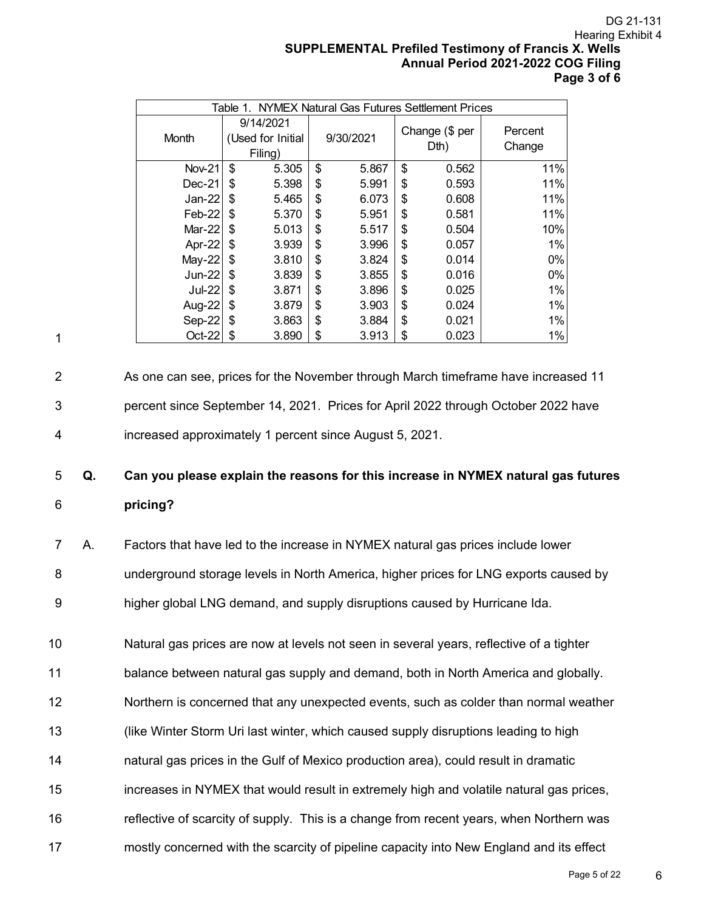| Table 1. NYMEX Natural Gas Futures Settlement Prices | | | | |
|---|---|---|---|---|
| Month | 9/14/2021 (Used for Initial Filing) | 9/30/2021 | Change ($ per Dth) | Percent Change |
| Nov-21 | $ 5.305 | $ 5.867 | $ 0.562 | 11% |
| Dec-21 | $ 5.398 | $ 5.991 | $ 0.593 | 11% |
| Jan-22 | $ 5.465 | $ 6.073 | $ 0.608 | 11% |
| Feb-22 | $ 5.370 | $ 5.951 | $ 0.581 | 11% |
| Mar-22 | $ 5.013 | $ 5.517 | $ 0.504 | 10% |
| Apr-22 | $ 3.939 | $ 3.996 | $ 0.057 | 1% |
| May-22 | $ 3.810 | $ 3.824 | $ 0.014 | 0% |
| Jun-22 | $ 3.839 | $ 3.855 | $ 0.016 | 0% |
| Jul-22 | $ 3.871 | $ 3.896 | $ 0.025 | 1% |
| Aug-22 | $ 3.879 | $ 3.903 | $ 0.024 | 1% |
| Sep-22 | $ 3.863 | $ 3.884 | $ 0.021 | 1% |
| Oct-22 | $ 3.890 | $ 3.913 | $ 0.023 | 1% |

As one can see, prices for the November through March timeframe have increased 11 percent since September 14, 2021. Prices for April 2022 through October 2022 have increased approximately 1 percent since August 5, 2021.

**Q. Can you please explain the reasons for this increase in NYMEX natural gas futures pricing?**

A. Factors that have led to the increase in NYMEX natural gas prices include lower underground storage levels in North America, higher prices for LNG exports caused by higher global LNG demand, and supply disruptions caused by Hurricane Ida.

Natural gas prices are now at levels not seen in several years, reflective of a tighter balance between natural gas supply and demand, both in North America and globally. Northern is concerned that any unexpected events, such as colder than normal weather (like Winter Storm Uri last winter, which caused supply disruptions leading to high natural gas prices in the Gulf of Mexico production area), could result in dramatic increases in NYMEX that would result in extremely high and volatile natural gas prices, reflective of scarcity of supply. This is a change from recent years, when Northern was mostly concerned with the scarcity of pipeline capacity into New England and its effect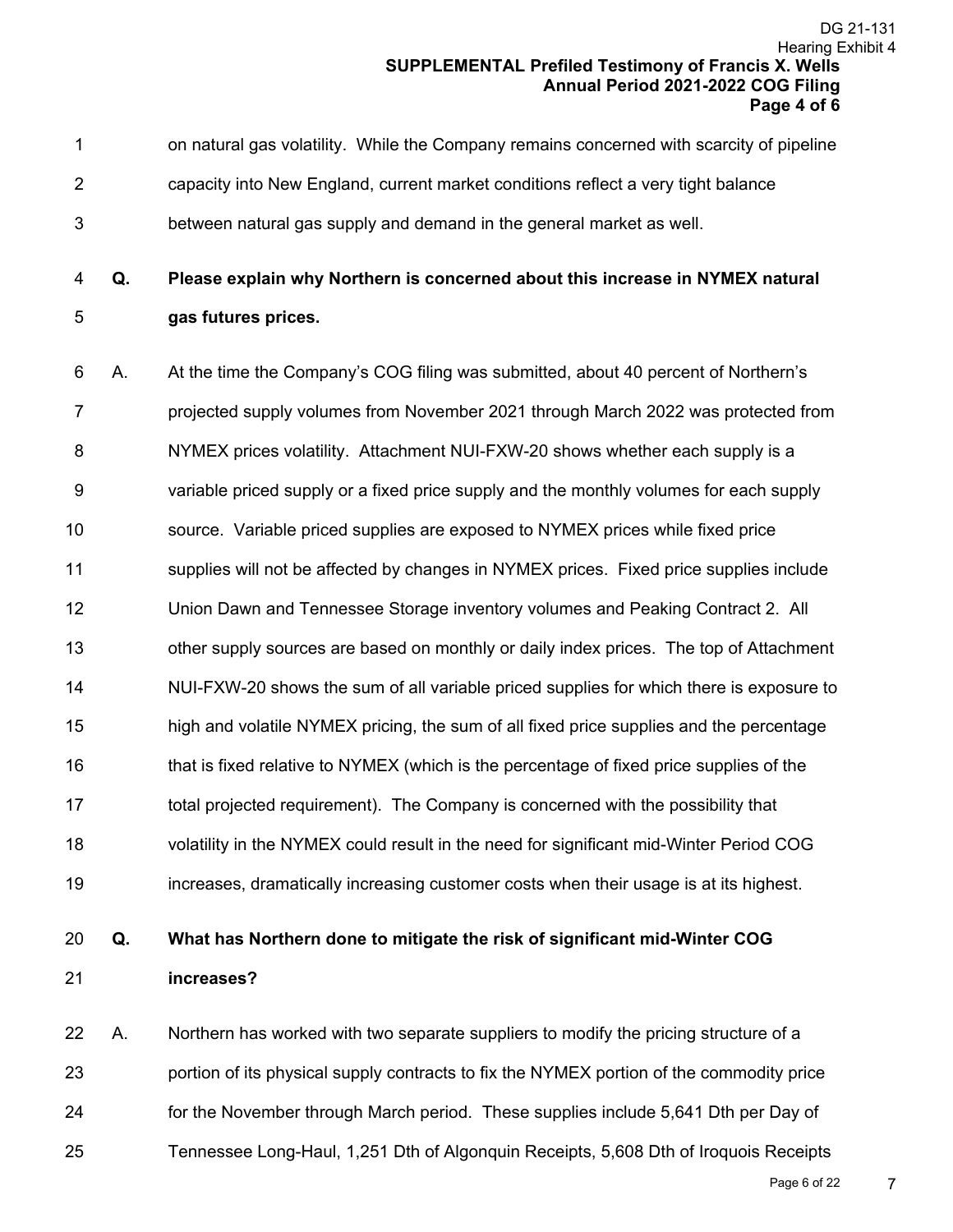on natural gas volatility. While the Company remains concerned with scarcity of pipeline capacity into New England, current market conditions reflect a very tight balance between natural gas supply and demand in the general market as well.

**Q. Please explain why Northern is concerned about this increase in NYMEX natural gas futures prices.**

A. At the time the Company's COG filing was submitted, about 40 percent of Northern's projected supply volumes from November 2021 through March 2022 was protected from NYMEX prices volatility. Attachment NUI-FXW-20 shows whether each supply is a variable priced supply or a fixed price supply and the monthly volumes for each supply source. Variable priced supplies are exposed to NYMEX prices while fixed price supplies will not be affected by changes in NYMEX prices. Fixed price supplies include Union Dawn and Tennessee Storage inventory volumes and Peaking Contract 2. All other supply sources are based on monthly or daily index prices. The top of Attachment NUI-FXW-20 shows the sum of all variable priced supplies for which there is exposure to high and volatile NYMEX pricing, the sum of all fixed price supplies and the percentage that is fixed relative to NYMEX (which is the percentage of fixed price supplies of the total projected requirement). The Company is concerned with the possibility that volatility in the NYMEX could result in the need for significant mid-Winter Period COG increases, dramatically increasing customer costs when their usage is at its highest.

**Q. What has Northern done to mitigate the risk of significant mid-Winter COG increases?**

A. Northern has worked with two separate suppliers to modify the pricing structure of a portion of its physical supply contracts to fix the NYMEX portion of the commodity price for the November through March period. These supplies include 5,641 Dth per Day of Tennessee Long-Haul, 1,251 Dth of Algonquin Receipts, 5,608 Dth of Iroquois Receipts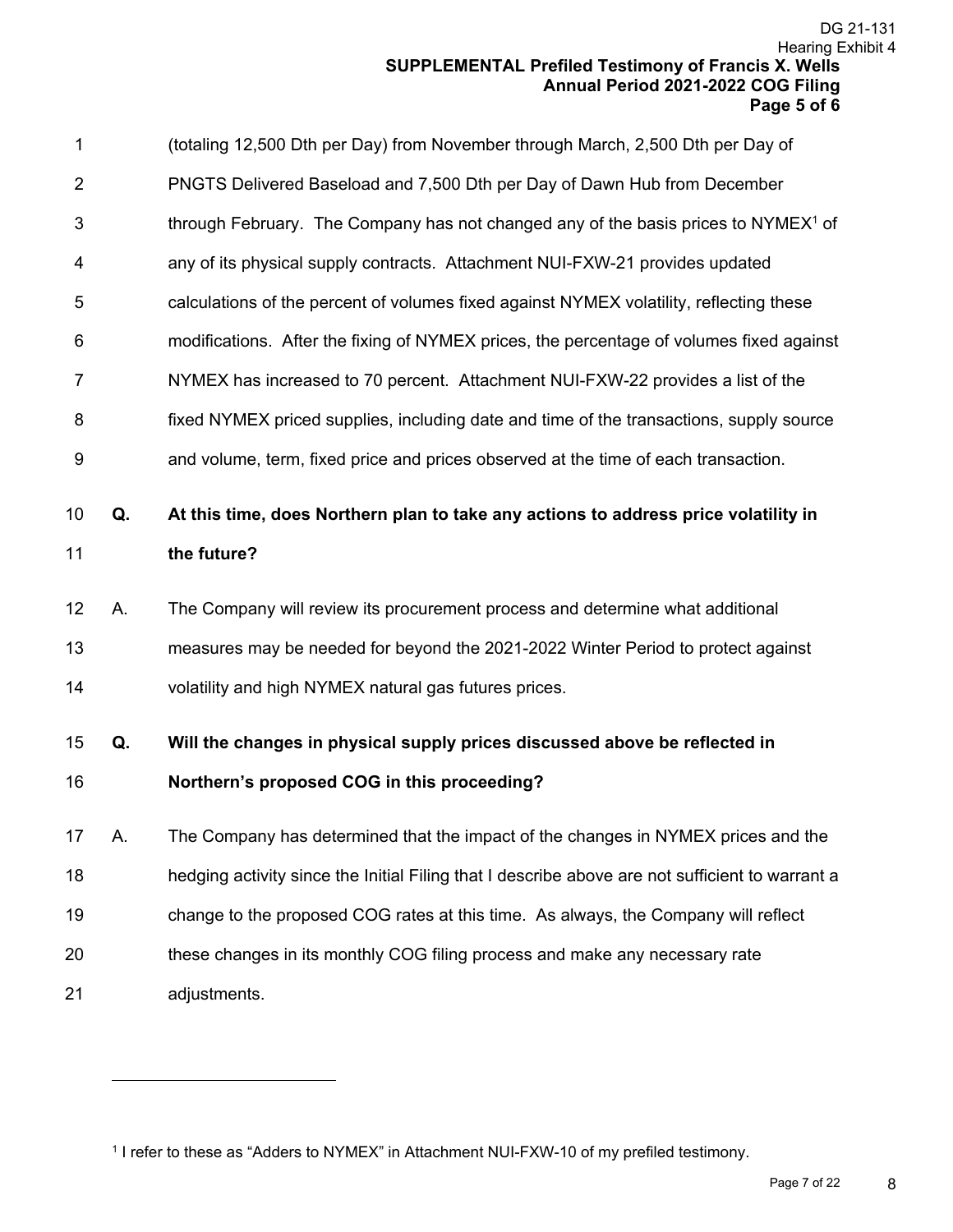(totaling 12,500 Dth per Day) from November through March, 2,500 Dth per Day of PNGTS Delivered Baseload and 7,500 Dth per Day of Dawn Hub from December through February. The Company has not changed any of the basis prices to NYMEX[1] of any of its physical supply contracts. Attachment NUI-FXW-21 provides updated calculations of the percent of volumes fixed against NYMEX volatility, reflecting these modifications. After the fixing of NYMEX prices, the percentage of volumes fixed against NYMEX has increased to 70 percent. Attachment NUI-FXW-22 provides a list of the fixed NYMEX priced supplies, including date and time of the transactions, supply source and volume, term, fixed price and prices observed at the time of each transaction.

**Q. At this time, does Northern plan to take any actions to address price volatility in the future?**

A. The Company will review its procurement process and determine what additional measures may be needed for beyond the 2021-2022 Winter Period to protect against volatility and high NYMEX natural gas futures prices.

**Q. Will the changes in physical supply prices discussed above be reflected in Northern's proposed COG in this proceeding?**

A. The Company has determined that the impact of the changes in NYMEX prices and the hedging activity since the Initial Filing that I describe above are not sufficient to warrant a change to the proposed COG rates at this time. As always, the Company will reflect these changes in its monthly COG filing process and make any necessary rate adjustments.

---

[1] I refer to these as "Adders to NYMEX" in Attachment NUI-FXW-10 of my prefiled testimony.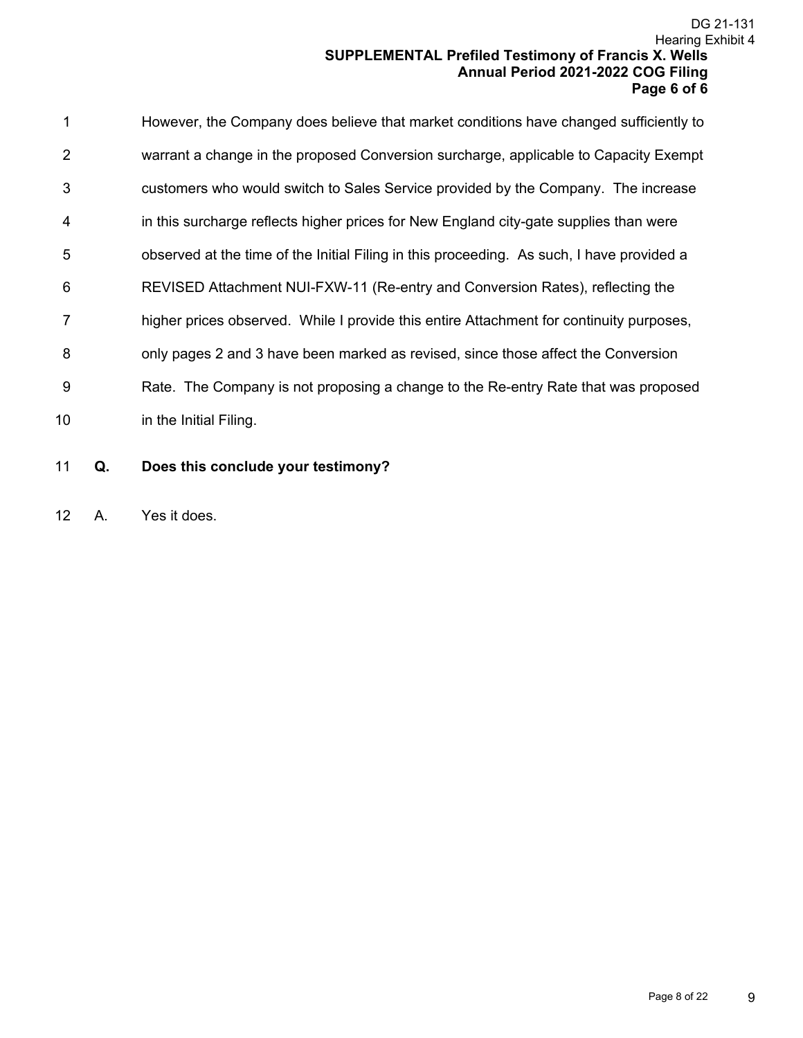However, the Company does believe that market conditions have changed sufficiently to warrant a change in the proposed Conversion surcharge, applicable to Capacity Exempt customers who would switch to Sales Service provided by the Company. The increase in this surcharge reflects higher prices for New England city-gate supplies than were observed at the time of the Initial Filing in this proceeding. As such, I have provided a REVISED Attachment NUI-FXW-11 (Re-entry and Conversion Rates), reflecting the higher prices observed. While I provide this entire Attachment for continuity purposes, only pages 2 and 3 have been marked as revised, since those affect the Conversion Rate. The Company is not proposing a change to the Re-entry Rate that was proposed in the Initial Filing.

**Q. Does this conclude your testimony?**

A. Yes it does.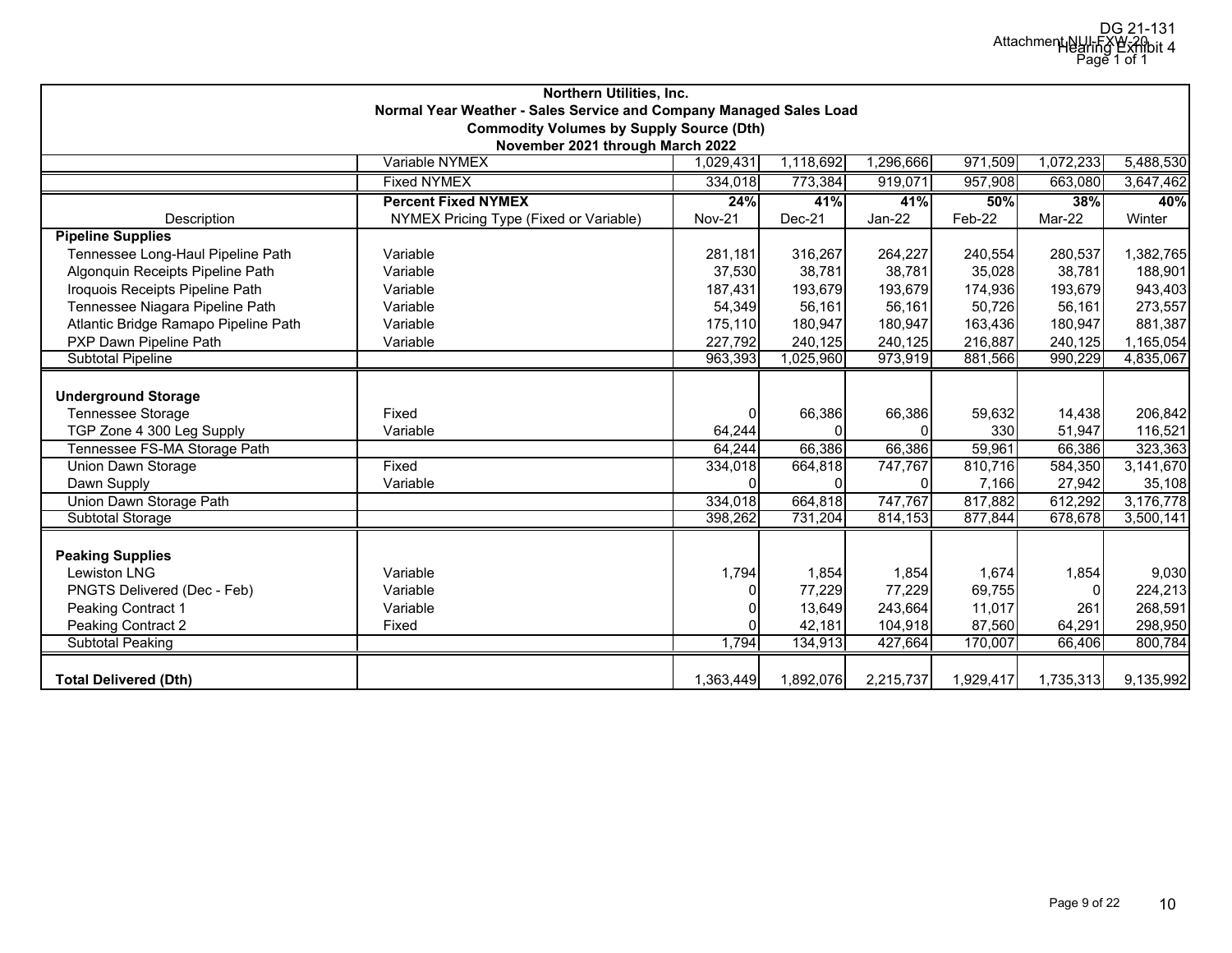DG 21-131
Attachment NUI-FXW-20
Hearing Exhibit 4
Page 1 of 1

**Northern Utilities, Inc.**
**Normal Year Weather - Sales Service and Company Managed Sales Load**
**Commodity Volumes by Supply Source (Dth)**
**November 2021 through March 2022**

| | | | | | | | |
|---|---|---|---|---|---|---|---|
| | Variable NYMEX | 1,029,431 | 1,118,692 | 1,296,666 | 971,509 | 1,072,233 | 5,488,530 |
| | Fixed NYMEX | 334,018 | 773,384 | 919,071 | 957,908 | 663,080 | 3,647,462 |
| | **Percent Fixed NYMEX** | **24%** | **41%** | **41%** | **50%** | **38%** | **40%** |
| Description | NYMEX Pricing Type (Fixed or Variable) | Nov-21 | Dec-21 | Jan-22 | Feb-22 | Mar-22 | Winter |
| **Pipeline Supplies** | | | | | | | |
| Tennessee Long-Haul Pipeline Path | Variable | 281,181 | 316,267 | 264,227 | 240,554 | 280,537 | 1,382,765 |
| Algonquin Receipts Pipeline Path | Variable | 37,530 | 38,781 | 38,781 | 35,028 | 38,781 | 188,901 |
| Iroquois Receipts Pipeline Path | Variable | 187,431 | 193,679 | 193,679 | 174,936 | 193,679 | 943,403 |
| Tennessee Niagara Pipeline Path | Variable | 54,349 | 56,161 | 56,161 | 50,726 | 56,161 | 273,557 |
| Atlantic Bridge Ramapo Pipeline Path | Variable | 175,110 | 180,947 | 180,947 | 163,436 | 180,947 | 881,387 |
| PXP Dawn Pipeline Path | Variable | 227,792 | 240,125 | 240,125 | 216,887 | 240,125 | 1,165,054 |
| Subtotal Pipeline | | 963,393 | 1,025,960 | 973,919 | 881,566 | 990,229 | 4,835,067 |
| | | | | | | | |
| **Underground Storage** | | | | | | | |
| Tennessee Storage | Fixed | 0 | 66,386 | 66,386 | 59,632 | 14,438 | 206,842 |
| TGP Zone 4 300 Leg Supply | Variable | 64,244 | 0 | 0 | 330 | 51,947 | 116,521 |
| Tennessee FS-MA Storage Path | | 64,244 | 66,386 | 66,386 | 59,961 | 66,386 | 323,363 |
| Union Dawn Storage | Fixed | 334,018 | 664,818 | 747,767 | 810,716 | 584,350 | 3,141,670 |
| Dawn Supply | Variable | 0 | 0 | 0 | 7,166 | 27,942 | 35,108 |
| Union Dawn Storage Path | | 334,018 | 664,818 | 747,767 | 817,882 | 612,292 | 3,176,778 |
| Subtotal Storage | | 398,262 | 731,204 | 814,153 | 877,844 | 678,678 | 3,500,141 |
| | | | | | | | |
| **Peaking Supplies** | | | | | | | |
| Lewiston LNG | Variable | 1,794 | 1,854 | 1,854 | 1,674 | 1,854 | 9,030 |
| PNGTS Delivered (Dec - Feb) | Variable | 0 | 77,229 | 77,229 | 69,755 | 0 | 224,213 |
| Peaking Contract 1 | Variable | 0 | 13,649 | 243,664 | 11,017 | 261 | 268,591 |
| Peaking Contract 2 | Fixed | 0 | 42,181 | 104,918 | 87,560 | 64,291 | 298,950 |
| Subtotal Peaking | | 1,794 | 134,913 | 427,664 | 170,007 | 66,406 | 800,784 |
| | | | | | | | |
| **Total Delivered (Dth)** | | 1,363,449 | 1,892,076 | 2,215,737 | 1,929,417 | 1,735,313 | 9,135,992 |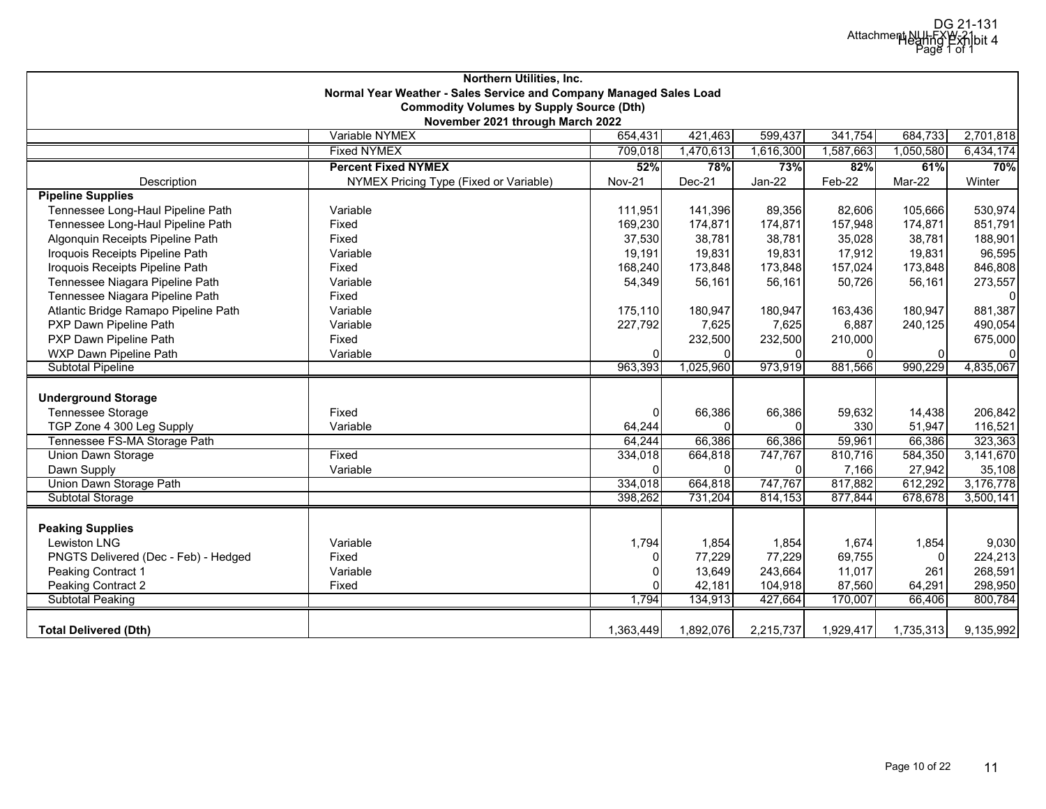DG 21-131
Attachment NU-FXW-21
Hearing Exhibit 4
Page 1 of 1

**Northern Utilities, Inc.**
**Normal Year Weather - Sales Service and Company Managed Sales Load**
**Commodity Volumes by Supply Source (Dth)**
**November 2021 through March 2022**

| | | | | | | | |
|---|---|---|---|---|---|---|---|
| | Variable NYMEX | 654,431 | 421,463 | 599,437 | 341,754 | 684,733 | 2,701,818 |
| | Fixed NYMEX | 709,018 | 1,470,613 | 1,616,300 | 1,587,663 | 1,050,580 | 6,434,174 |
| | **Percent Fixed NYMEX** | **52%** | **78%** | **73%** | **82%** | **61%** | **70%** |
| Description | NYMEX Pricing Type (Fixed or Variable) | Nov-21 | Dec-21 | Jan-22 | Feb-22 | Mar-22 | Winter |
| **Pipeline Supplies** | | | | | | | |
| Tennessee Long-Haul Pipeline Path | Variable | 111,951 | 141,396 | 89,356 | 82,606 | 105,666 | 530,974 |
| Tennessee Long-Haul Pipeline Path | Fixed | 169,230 | 174,871 | 174,871 | 157,948 | 174,871 | 851,791 |
| Algonquin Receipts Pipeline Path | Fixed | 37,530 | 38,781 | 38,781 | 35,028 | 38,781 | 188,901 |
| Iroquois Receipts Pipeline Path | Variable | 19,191 | 19,831 | 19,831 | 17,912 | 19,831 | 96,595 |
| Iroquois Receipts Pipeline Path | Fixed | 168,240 | 173,848 | 173,848 | 157,024 | 173,848 | 846,808 |
| Tennessee Niagara Pipeline Path | Variable | 54,349 | 56,161 | 56,161 | 50,726 | 56,161 | 273,557 |
| Tennessee Niagara Pipeline Path | Fixed | | | | | | 0 |
| Atlantic Bridge Ramapo Pipeline Path | Variable | 175,110 | 180,947 | 180,947 | 163,436 | 180,947 | 881,387 |
| PXP Dawn Pipeline Path | Variable | 227,792 | 7,625 | 7,625 | 6,887 | 240,125 | 490,054 |
| PXP Dawn Pipeline Path | Fixed | | 232,500 | 232,500 | 210,000 | | 675,000 |
| WXP Dawn Pipeline Path | Variable | 0 | 0 | 0 | 0 | 0 | 0 |
| Subtotal Pipeline | | 963,393 | 1,025,960 | 973,919 | 881,566 | 990,229 | 4,835,067 |
| | | | | | | | |
| **Underground Storage** | | | | | | | |
| Tennessee Storage | Fixed | 0 | 66,386 | 66,386 | 59,632 | 14,438 | 206,842 |
| TGP Zone 4 300 Leg Supply | Variable | 64,244 | 0 | 0 | 330 | 51,947 | 116,521 |
| Tennessee FS-MA Storage Path | | 64,244 | 66,386 | 66,386 | 59,961 | 66,386 | 323,363 |
| Union Dawn Storage | Fixed | 334,018 | 664,818 | 747,767 | 810,716 | 584,350 | 3,141,670 |
| Dawn Supply | Variable | 0 | 0 | 0 | 7,166 | 27,942 | 35,108 |
| Union Dawn Storage Path | | 334,018 | 664,818 | 747,767 | 817,882 | 612,292 | 3,176,778 |
| Subtotal Storage | | 398,262 | 731,204 | 814,153 | 877,844 | 678,678 | 3,500,141 |
| | | | | | | | |
| **Peaking Supplies** | | | | | | | |
| Lewiston LNG | Variable | 1,794 | 1,854 | 1,854 | 1,674 | 1,854 | 9,030 |
| PNGTS Delivered (Dec - Feb) - Hedged | Fixed | 0 | 77,229 | 77,229 | 69,755 | 0 | 224,213 |
| Peaking Contract 1 | Variable | 0 | 13,649 | 243,664 | 11,017 | 261 | 268,591 |
| Peaking Contract 2 | Fixed | 0 | 42,181 | 104,918 | 87,560 | 64,291 | 298,950 |
| Subtotal Peaking | | 1,794 | 134,913 | 427,664 | 170,007 | 66,406 | 800,784 |
| | | | | | | | |
| **Total Delivered (Dth)** | | 1,363,449 | 1,892,076 | 2,215,737 | 1,929,417 | 1,735,313 | 9,135,992 |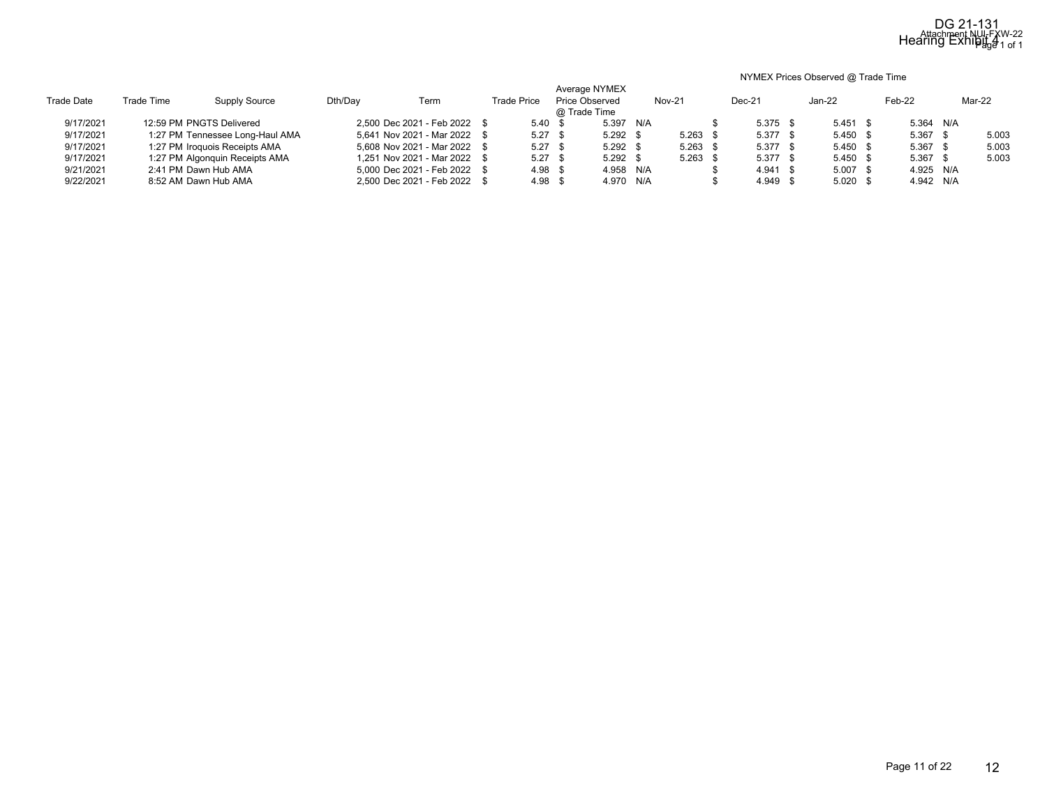| Trade Date | Trade Time | Supply Source | Dth/Day | Term | Trade Price | Average NYMEX Price Observed @ Trade Time | NYMEX Prices Observed @ Trade Time | | | | |
|---|---|---|---|---|---|---|---|---|---|---|---|
| | | | | | | | Nov-21 | Dec-21 | Jan-22 | Feb-22 | Mar-22 |
| 9/17/2021 | 12:59 PM | PNGTS Delivered | 2,500 | Dec 2021 - Feb 2022 | $ 5.40 | $ 5.397 | N/A | $ 5.375 | $ 5.451 | $ 5.364 | N/A |
| 9/17/2021 | 1:27 PM | Tennessee Long-Haul AMA | 5,641 | Nov 2021 - Mar 2022 | $ 5.27 | $ 5.292 | $ 5.263 | $ 5.377 | $ 5.450 | $ 5.367 | $ 5.003 |
| 9/17/2021 | 1:27 PM | Iroquois Receipts AMA | 5,608 | Nov 2021 - Mar 2022 | $ 5.27 | $ 5.292 | $ 5.263 | $ 5.377 | $ 5.450 | $ 5.367 | $ 5.003 |
| 9/17/2021 | 1:27 PM | Algonquin Receipts AMA | 1,251 | Nov 2021 - Mar 2022 | $ 5.27 | $ 5.292 | $ 5.263 | $ 5.377 | $ 5.450 | $ 5.367 | $ 5.003 |
| 9/21/2021 | 2:41 PM | Dawn Hub AMA | 5,000 | Dec 2021 - Feb 2022 | $ 4.98 | $ 4.958 | N/A | $ 4.941 | $ 5.007 | $ 4.925 | N/A |
| 9/22/2021 | 8:52 AM | Dawn Hub AMA | 2,500 | Dec 2021 - Feb 2022 | $ 4.98 | $ 4.970 | N/A | $ 4.949 | $ 5.020 | $ 4.942 | N/A |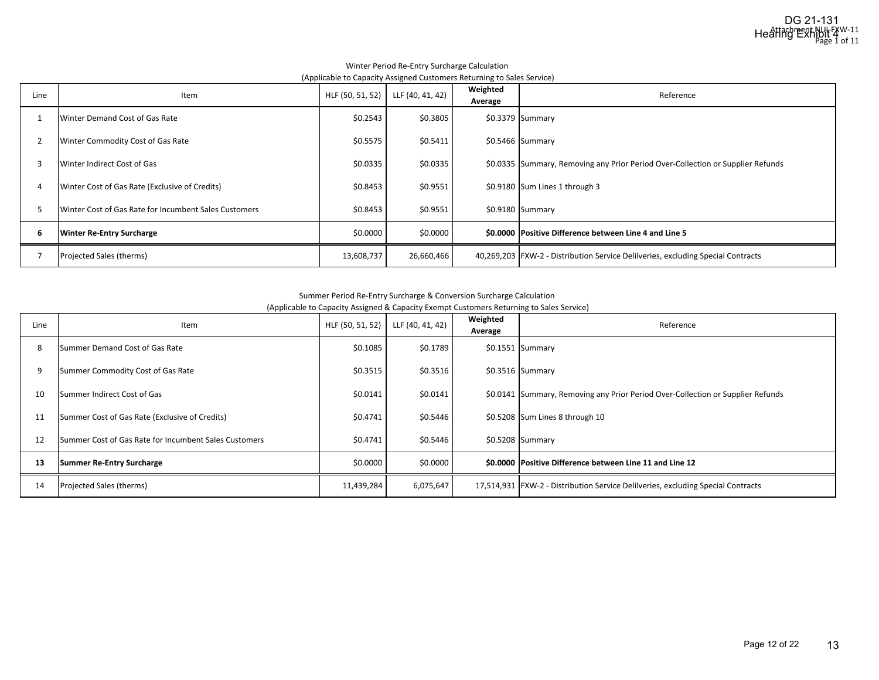DG 21-131
Hearing Exhibit 4
Attachment NU-FXW-11
Page 1 of 11

Winter Period Re-Entry Surcharge Calculation
(Applicable to Capacity Assigned Customers Returning to Sales Service)

| Line | Item | HLF (50, 51, 52) | LLF (40, 41, 42) | Weighted Average | Reference |
|---|---|---|---|---|---|
| 1 | Winter Demand Cost of Gas Rate | $0.2543 | $0.3805 | $0.3379 | Summary |
| 2 | Winter Commodity Cost of Gas Rate | $0.5575 | $0.5411 | $0.5466 | Summary |
| 3 | Winter Indirect Cost of Gas | $0.0335 | $0.0335 | $0.0335 | Summary, Removing any Prior Period Over-Collection or Supplier Refunds |
| 4 | Winter Cost of Gas Rate (Exclusive of Credits) | $0.8453 | $0.9551 | $0.9180 | Sum Lines 1 through 3 |
| 5 | Winter Cost of Gas Rate for Incumbent Sales Customers | $0.8453 | $0.9551 | $0.9180 | Summary |
| **6** | **Winter Re-Entry Surcharge** | $0.0000 | $0.0000 | **$0.0000** | **Positive Difference between Line 4 and Line 5** |
| 7 | Projected Sales (therms) | 13,608,737 | 26,660,466 | 40,269,203 | FXW-2 - Distribution Service Delilveries, excluding Special Contracts |

Summer Period Re-Entry Surcharge & Conversion Surcharge Calculation
(Applicable to Capacity Assigned & Capacity Exempt Customers Returning to Sales Service)

| Line | Item | HLF (50, 51, 52) | LLF (40, 41, 42) | Weighted Average | Reference |
|---|---|---|---|---|---|
| 8 | Summer Demand Cost of Gas Rate | $0.1085 | $0.1789 | $0.1551 | Summary |
| 9 | Summer Commodity Cost of Gas Rate | $0.3515 | $0.3516 | $0.3516 | Summary |
| 10 | Summer Indirect Cost of Gas | $0.0141 | $0.0141 | $0.0141 | Summary, Removing any Prior Period Over-Collection or Supplier Refunds |
| 11 | Summer Cost of Gas Rate (Exclusive of Credits) | $0.4741 | $0.5446 | $0.5208 | Sum Lines 8 through 10 |
| 12 | Summer Cost of Gas Rate for Incumbent Sales Customers | $0.4741 | $0.5446 | $0.5208 | Summary |
| **13** | **Summer Re-Entry Surcharge** | $0.0000 | $0.0000 | **$0.0000** | **Positive Difference between Line 11 and Line 12** |
| 14 | Projected Sales (therms) | 11,439,284 | 6,075,647 | 17,514,931 | FXW-2 - Distribution Service Delilveries, excluding Special Contracts |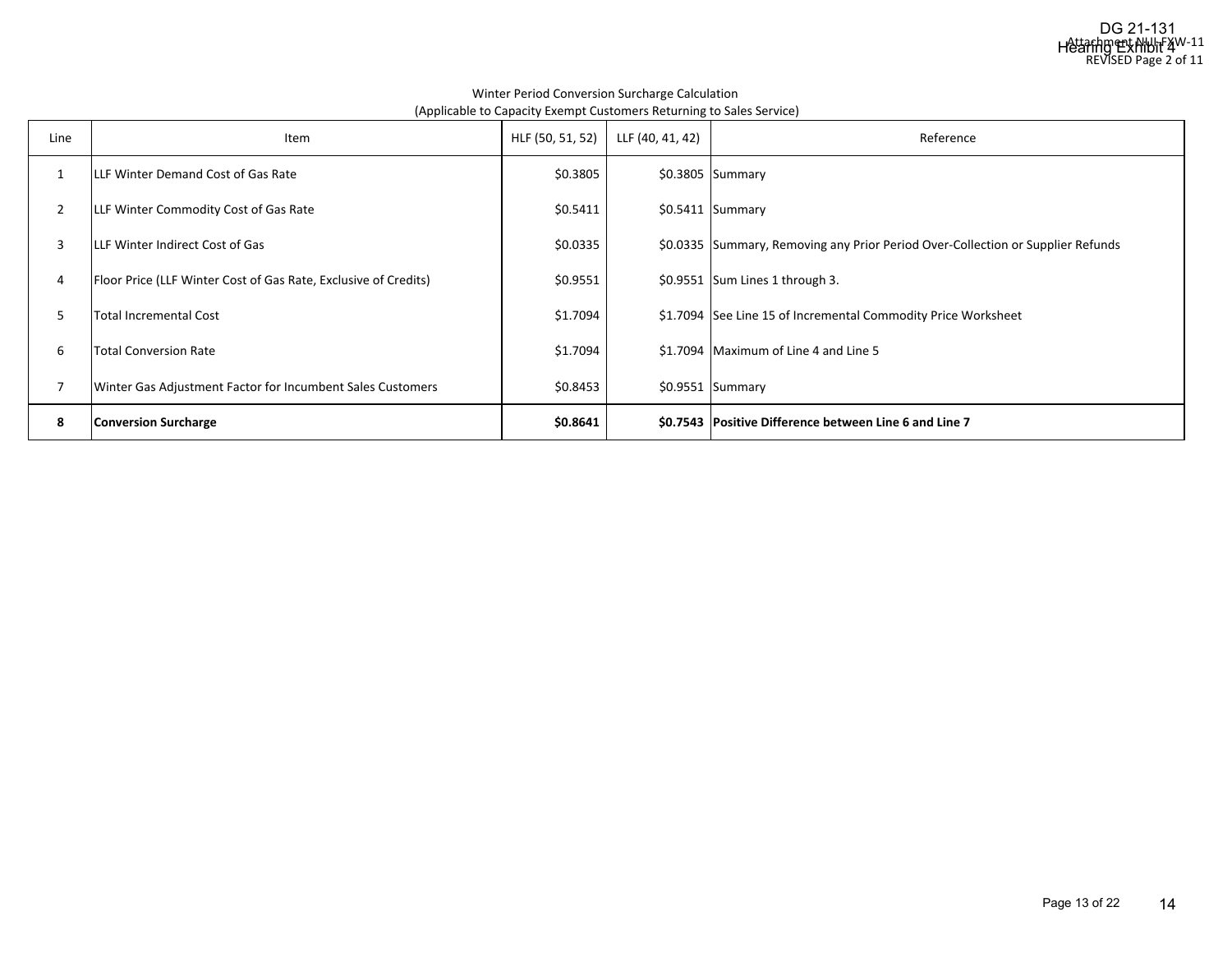Winter Period Conversion Surcharge Calculation
(Applicable to Capacity Exempt Customers Returning to Sales Service)

| Line | Item | HLF (50, 51, 52) | LLF (40, 41, 42) | Reference |
|---|---|---|---|---|
| 1 | LLF Winter Demand Cost of Gas Rate | $0.3805 | $0.3805 | Summary |
| 2 | LLF Winter Commodity Cost of Gas Rate | $0.5411 | $0.5411 | Summary |
| 3 | LLF Winter Indirect Cost of Gas | $0.0335 | $0.0335 | Summary, Removing any Prior Period Over-Collection or Supplier Refunds |
| 4 | Floor Price (LLF Winter Cost of Gas Rate, Exclusive of Credits) | $0.9551 | $0.9551 | Sum Lines 1 through 3. |
| 5 | Total Incremental Cost | $1.7094 | $1.7094 | See Line 15 of Incremental Commodity Price Worksheet |
| 6 | Total Conversion Rate | $1.7094 | $1.7094 | Maximum of Line 4 and Line 5 |
| 7 | Winter Gas Adjustment Factor for Incumbent Sales Customers | $0.8453 | $0.9551 | Summary |
| **8** | **Conversion Surcharge** | **$0.8641** | **$0.7543** | **Positive Difference between Line 6 and Line 7** |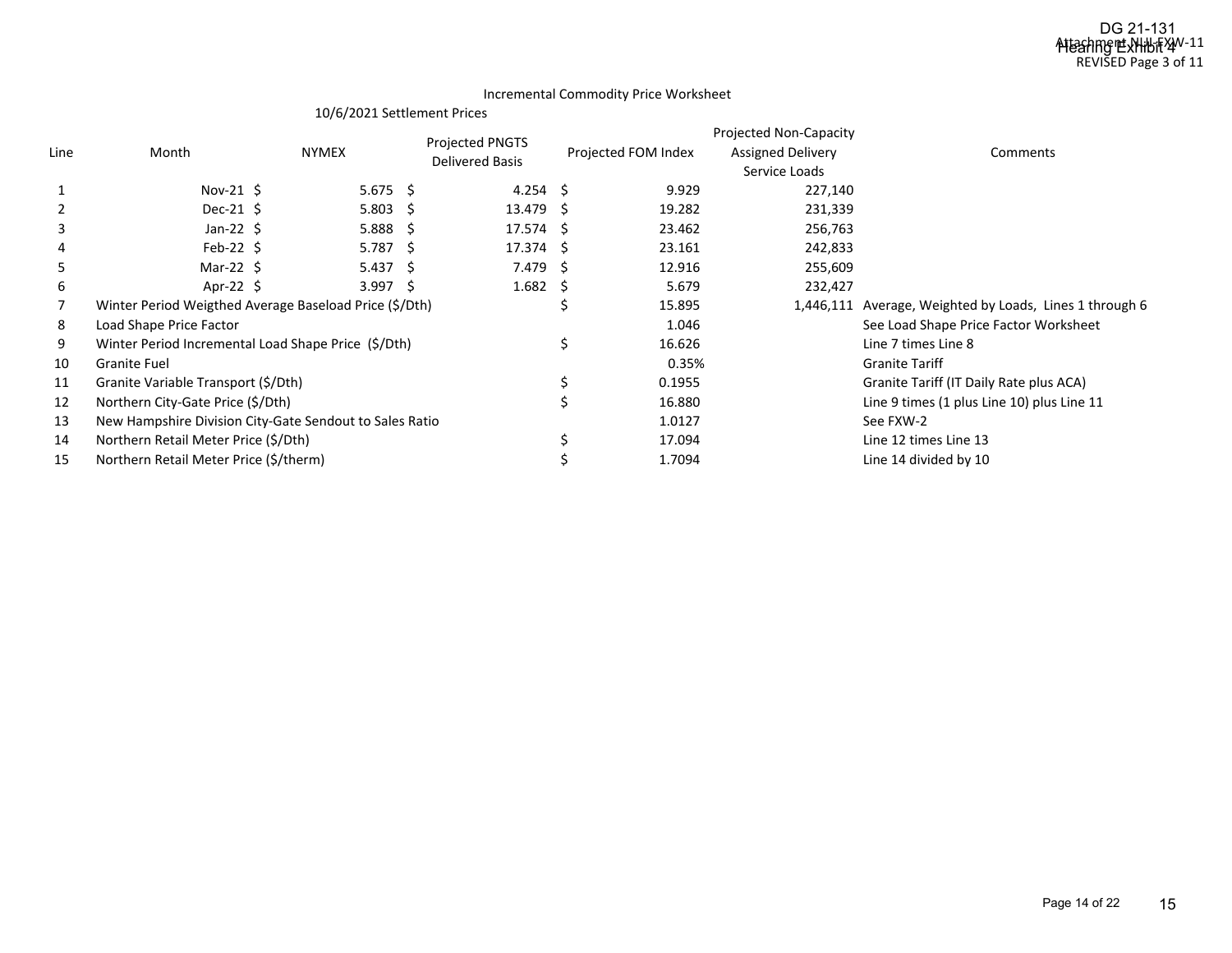DG 21-131
Hearing Exhibit 4
Attachment NU-FXW-11
REVISED Page 3 of 11

## Incremental Commodity Price Worksheet

10/6/2021 Settlement Prices

| Line | Month | NYMEX | Projected PNGTS Delivered Basis | Projected FOM Index | Projected Non-Capacity Assigned Delivery Service Loads | Comments |
|---|---|---|---|---|---|---|
| 1 | Nov-21 | $ 5.675 | $ 4.254 | $ 9.929 | 227,140 | |
| 2 | Dec-21 | $ 5.803 | $ 13.479 | $ 19.282 | 231,339 | |
| 3 | Jan-22 | $ 5.888 | $ 17.574 | $ 23.462 | 256,763 | |
| 4 | Feb-22 | $ 5.787 | $ 17.374 | $ 23.161 | 242,833 | |
| 5 | Mar-22 | $ 5.437 | $ 7.479 | $ 12.916 | 255,609 | |
| 6 | Apr-22 | $ 3.997 | $ 1.682 | $ 5.679 | 232,427 | |
| 7 | Winter Period Weigthed Average Baseload Price ($/Dth) | | | $ 15.895 | 1,446,111 | Average, Weighted by Loads, Lines 1 through 6 |
| 8 | Load Shape Price Factor | | | 1.046 | | See Load Shape Price Factor Worksheet |
| 9 | Winter Period Incremental Load Shape Price ($/Dth) | | | $ 16.626 | | Line 7 times Line 8 |
| 10 | Granite Fuel | | | 0.35% | | Granite Tariff |
| 11 | Granite Variable Transport ($/Dth) | | | $ 0.1955 | | Granite Tariff (IT Daily Rate plus ACA) |
| 12 | Northern City-Gate Price ($/Dth) | | | $ 16.880 | | Line 9 times (1 plus Line 10) plus Line 11 |
| 13 | New Hampshire Division City-Gate Sendout to Sales Ratio | | | 1.0127 | | See FXW-2 |
| 14 | Northern Retail Meter Price ($/Dth) | | | $ 17.094 | | Line 12 times Line 13 |
| 15 | Northern Retail Meter Price ($/therm) | | | $ 1.7094 | | Line 14 divided by 10 |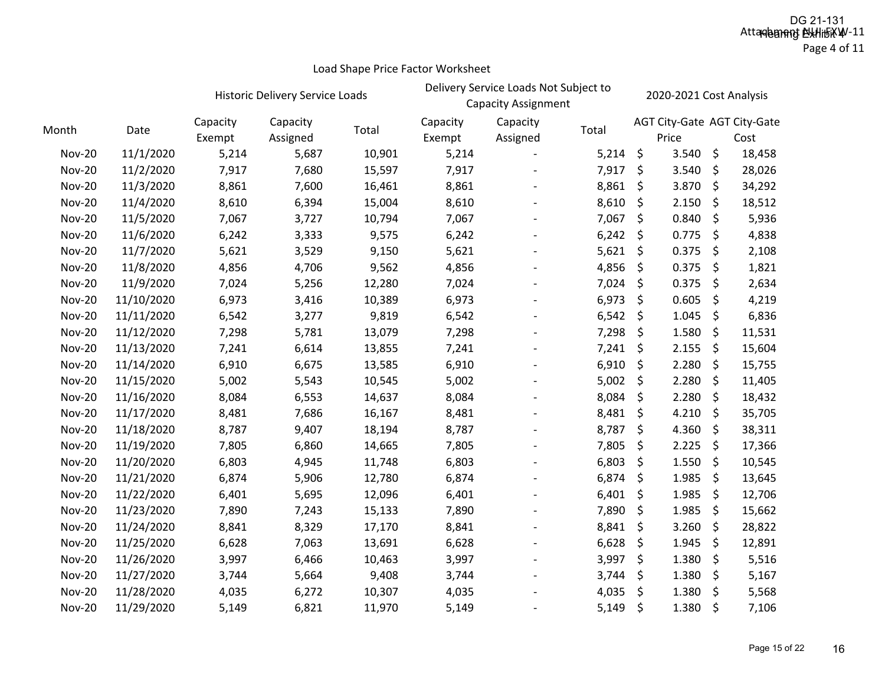## Load Shape Price Factor Worksheet

| Month | Date | Historic Delivery Service Loads | | | Delivery Service Loads Not Subject to Capacity Assignment | | | 2020-2021 Cost Analysis | |
|---|---|---|---|---|---|---|---|---|---|
| | | Capacity Exempt | Capacity Assigned | Total | Capacity Exempt | Capacity Assigned | Total | AGT City-Gate Price | AGT City-Gate Cost |
| Nov-20 | 11/1/2020 | 5,214 | 5,687 | 10,901 | 5,214 | - | 5,214 | $ 3.540 | $ 18,458 |
| Nov-20 | 11/2/2020 | 7,917 | 7,680 | 15,597 | 7,917 | - | 7,917 | $ 3.540 | $ 28,026 |
| Nov-20 | 11/3/2020 | 8,861 | 7,600 | 16,461 | 8,861 | - | 8,861 | $ 3.870 | $ 34,292 |
| Nov-20 | 11/4/2020 | 8,610 | 6,394 | 15,004 | 8,610 | - | 8,610 | $ 2.150 | $ 18,512 |
| Nov-20 | 11/5/2020 | 7,067 | 3,727 | 10,794 | 7,067 | - | 7,067 | $ 0.840 | $ 5,936 |
| Nov-20 | 11/6/2020 | 6,242 | 3,333 | 9,575 | 6,242 | - | 6,242 | $ 0.775 | $ 4,838 |
| Nov-20 | 11/7/2020 | 5,621 | 3,529 | 9,150 | 5,621 | - | 5,621 | $ 0.375 | $ 2,108 |
| Nov-20 | 11/8/2020 | 4,856 | 4,706 | 9,562 | 4,856 | - | 4,856 | $ 0.375 | $ 1,821 |
| Nov-20 | 11/9/2020 | 7,024 | 5,256 | 12,280 | 7,024 | - | 7,024 | $ 0.375 | $ 2,634 |
| Nov-20 | 11/10/2020 | 6,973 | 3,416 | 10,389 | 6,973 | - | 6,973 | $ 0.605 | $ 4,219 |
| Nov-20 | 11/11/2020 | 6,542 | 3,277 | 9,819 | 6,542 | - | 6,542 | $ 1.045 | $ 6,836 |
| Nov-20 | 11/12/2020 | 7,298 | 5,781 | 13,079 | 7,298 | - | 7,298 | $ 1.580 | $ 11,531 |
| Nov-20 | 11/13/2020 | 7,241 | 6,614 | 13,855 | 7,241 | - | 7,241 | $ 2.155 | $ 15,604 |
| Nov-20 | 11/14/2020 | 6,910 | 6,675 | 13,585 | 6,910 | - | 6,910 | $ 2.280 | $ 15,755 |
| Nov-20 | 11/15/2020 | 5,002 | 5,543 | 10,545 | 5,002 | - | 5,002 | $ 2.280 | $ 11,405 |
| Nov-20 | 11/16/2020 | 8,084 | 6,553 | 14,637 | 8,084 | - | 8,084 | $ 2.280 | $ 18,432 |
| Nov-20 | 11/17/2020 | 8,481 | 7,686 | 16,167 | 8,481 | - | 8,481 | $ 4.210 | $ 35,705 |
| Nov-20 | 11/18/2020 | 8,787 | 9,407 | 18,194 | 8,787 | - | 8,787 | $ 4.360 | $ 38,311 |
| Nov-20 | 11/19/2020 | 7,805 | 6,860 | 14,665 | 7,805 | - | 7,805 | $ 2.225 | $ 17,366 |
| Nov-20 | 11/20/2020 | 6,803 | 4,945 | 11,748 | 6,803 | - | 6,803 | $ 1.550 | $ 10,545 |
| Nov-20 | 11/21/2020 | 6,874 | 5,906 | 12,780 | 6,874 | - | 6,874 | $ 1.985 | $ 13,645 |
| Nov-20 | 11/22/2020 | 6,401 | 5,695 | 12,096 | 6,401 | - | 6,401 | $ 1.985 | $ 12,706 |
| Nov-20 | 11/23/2020 | 7,890 | 7,243 | 15,133 | 7,890 | - | 7,890 | $ 1.985 | $ 15,662 |
| Nov-20 | 11/24/2020 | 8,841 | 8,329 | 17,170 | 8,841 | - | 8,841 | $ 3.260 | $ 28,822 |
| Nov-20 | 11/25/2020 | 6,628 | 7,063 | 13,691 | 6,628 | - | 6,628 | $ 1.945 | $ 12,891 |
| Nov-20 | 11/26/2020 | 3,997 | 6,466 | 10,463 | 3,997 | - | 3,997 | $ 1.380 | $ 5,516 |
| Nov-20 | 11/27/2020 | 3,744 | 5,664 | 9,408 | 3,744 | - | 3,744 | $ 1.380 | $ 5,167 |
| Nov-20 | 11/28/2020 | 4,035 | 6,272 | 10,307 | 4,035 | - | 4,035 | $ 1.380 | $ 5,568 |
| Nov-20 | 11/29/2020 | 5,149 | 6,821 | 11,970 | 5,149 | - | 5,149 | $ 1.380 | $ 7,106 |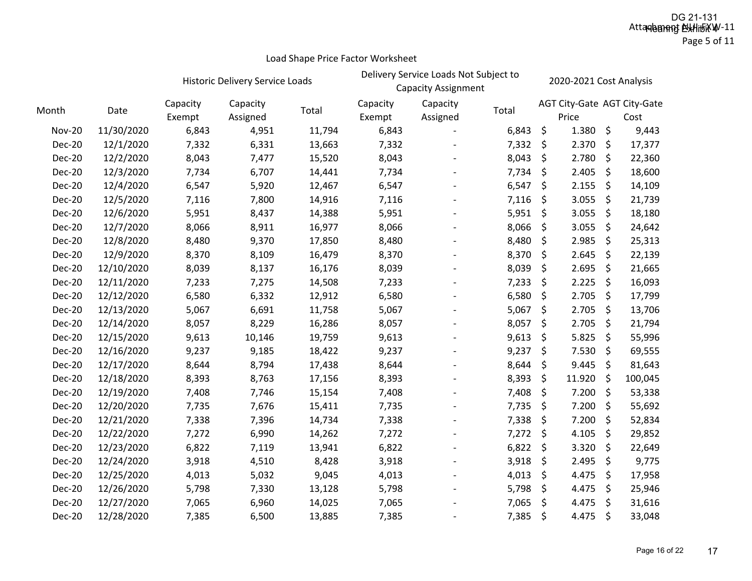## Load Shape Price Factor Worksheet

| Month | Date | Historic Delivery Service Loads | | | Delivery Service Loads Not Subject to Capacity Assignment | | | 2020-2021 Cost Analysis | |
|---|---|---|---|---|---|---|---|---|---|
| | | Capacity Exempt | Capacity Assigned | Total | Capacity Exempt | Capacity Assigned | Total | AGT City-Gate Price | AGT City-Gate Cost |
| Nov-20 | 11/30/2020 | 6,843 | 4,951 | 11,794 | 6,843 | - | 6,843 | $ 1.380 | $ 9,443 |
| Dec-20 | 12/1/2020 | 7,332 | 6,331 | 13,663 | 7,332 | - | 7,332 | $ 2.370 | $ 17,377 |
| Dec-20 | 12/2/2020 | 8,043 | 7,477 | 15,520 | 8,043 | - | 8,043 | $ 2.780 | $ 22,360 |
| Dec-20 | 12/3/2020 | 7,734 | 6,707 | 14,441 | 7,734 | - | 7,734 | $ 2.405 | $ 18,600 |
| Dec-20 | 12/4/2020 | 6,547 | 5,920 | 12,467 | 6,547 | - | 6,547 | $ 2.155 | $ 14,109 |
| Dec-20 | 12/5/2020 | 7,116 | 7,800 | 14,916 | 7,116 | - | 7,116 | $ 3.055 | $ 21,739 |
| Dec-20 | 12/6/2020 | 5,951 | 8,437 | 14,388 | 5,951 | - | 5,951 | $ 3.055 | $ 18,180 |
| Dec-20 | 12/7/2020 | 8,066 | 8,911 | 16,977 | 8,066 | - | 8,066 | $ 3.055 | $ 24,642 |
| Dec-20 | 12/8/2020 | 8,480 | 9,370 | 17,850 | 8,480 | - | 8,480 | $ 2.985 | $ 25,313 |
| Dec-20 | 12/9/2020 | 8,370 | 8,109 | 16,479 | 8,370 | - | 8,370 | $ 2.645 | $ 22,139 |
| Dec-20 | 12/10/2020 | 8,039 | 8,137 | 16,176 | 8,039 | - | 8,039 | $ 2.695 | $ 21,665 |
| Dec-20 | 12/11/2020 | 7,233 | 7,275 | 14,508 | 7,233 | - | 7,233 | $ 2.225 | $ 16,093 |
| Dec-20 | 12/12/2020 | 6,580 | 6,332 | 12,912 | 6,580 | - | 6,580 | $ 2.705 | $ 17,799 |
| Dec-20 | 12/13/2020 | 5,067 | 6,691 | 11,758 | 5,067 | - | 5,067 | $ 2.705 | $ 13,706 |
| Dec-20 | 12/14/2020 | 8,057 | 8,229 | 16,286 | 8,057 | - | 8,057 | $ 2.705 | $ 21,794 |
| Dec-20 | 12/15/2020 | 9,613 | 10,146 | 19,759 | 9,613 | - | 9,613 | $ 5.825 | $ 55,996 |
| Dec-20 | 12/16/2020 | 9,237 | 9,185 | 18,422 | 9,237 | - | 9,237 | $ 7.530 | $ 69,555 |
| Dec-20 | 12/17/2020 | 8,644 | 8,794 | 17,438 | 8,644 | - | 8,644 | $ 9.445 | $ 81,643 |
| Dec-20 | 12/18/2020 | 8,393 | 8,763 | 17,156 | 8,393 | - | 8,393 | $ 11.920 | $ 100,045 |
| Dec-20 | 12/19/2020 | 7,408 | 7,746 | 15,154 | 7,408 | - | 7,408 | $ 7.200 | $ 53,338 |
| Dec-20 | 12/20/2020 | 7,735 | 7,676 | 15,411 | 7,735 | - | 7,735 | $ 7.200 | $ 55,692 |
| Dec-20 | 12/21/2020 | 7,338 | 7,396 | 14,734 | 7,338 | - | 7,338 | $ 7.200 | $ 52,834 |
| Dec-20 | 12/22/2020 | 7,272 | 6,990 | 14,262 | 7,272 | - | 7,272 | $ 4.105 | $ 29,852 |
| Dec-20 | 12/23/2020 | 6,822 | 7,119 | 13,941 | 6,822 | - | 6,822 | $ 3.320 | $ 22,649 |
| Dec-20 | 12/24/2020 | 3,918 | 4,510 | 8,428 | 3,918 | - | 3,918 | $ 2.495 | $ 9,775 |
| Dec-20 | 12/25/2020 | 4,013 | 5,032 | 9,045 | 4,013 | - | 4,013 | $ 4.475 | $ 17,958 |
| Dec-20 | 12/26/2020 | 5,798 | 7,330 | 13,128 | 5,798 | - | 5,798 | $ 4.475 | $ 25,946 |
| Dec-20 | 12/27/2020 | 7,065 | 6,960 | 14,025 | 7,065 | - | 7,065 | $ 4.475 | $ 31,616 |
| Dec-20 | 12/28/2020 | 7,385 | 6,500 | 13,885 | 7,385 | - | 7,385 | $ 4.475 | $ 33,048 |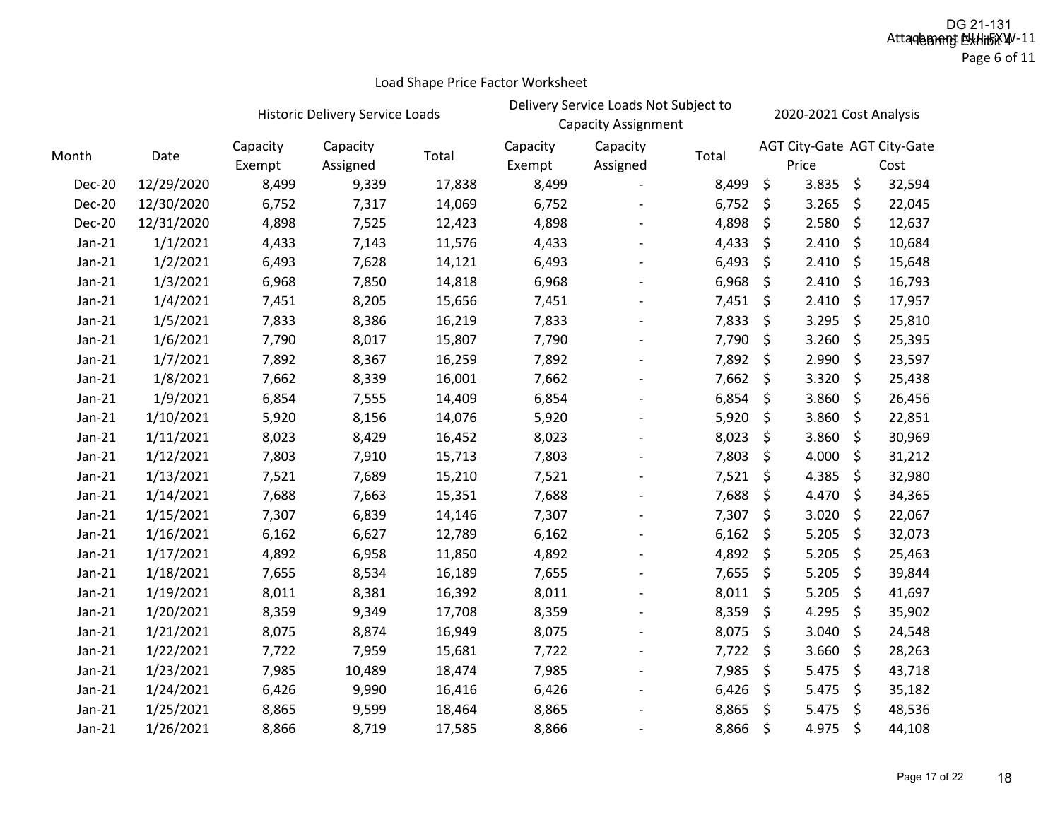DG 21-131
Attachment NU-FXW-11
Hearing Exhibit 4
Page 6 of 11

## Load Shape Price Factor Worksheet

| Month | Date | Historic Delivery Service Loads | | | Delivery Service Loads Not Subject to Capacity Assignment | | | 2020-2021 Cost Analysis | |
|---|---|---|---|---|---|---|---|---|---|
| | | Capacity Exempt | Capacity Assigned | Total | Capacity Exempt | Capacity Assigned | Total | AGT City-Gate Price | AGT City-Gate Cost |
| Dec-20 | 12/29/2020 | 8,499 | 9,339 | 17,838 | 8,499 | - | 8,499 | $ 3.835 | $ 32,594 |
| Dec-20 | 12/30/2020 | 6,752 | 7,317 | 14,069 | 6,752 | - | 6,752 | $ 3.265 | $ 22,045 |
| Dec-20 | 12/31/2020 | 4,898 | 7,525 | 12,423 | 4,898 | - | 4,898 | $ 2.580 | $ 12,637 |
| Jan-21 | 1/1/2021 | 4,433 | 7,143 | 11,576 | 4,433 | - | 4,433 | $ 2.410 | $ 10,684 |
| Jan-21 | 1/2/2021 | 6,493 | 7,628 | 14,121 | 6,493 | - | 6,493 | $ 2.410 | $ 15,648 |
| Jan-21 | 1/3/2021 | 6,968 | 7,850 | 14,818 | 6,968 | - | 6,968 | $ 2.410 | $ 16,793 |
| Jan-21 | 1/4/2021 | 7,451 | 8,205 | 15,656 | 7,451 | - | 7,451 | $ 2.410 | $ 17,957 |
| Jan-21 | 1/5/2021 | 7,833 | 8,386 | 16,219 | 7,833 | - | 7,833 | $ 3.295 | $ 25,810 |
| Jan-21 | 1/6/2021 | 7,790 | 8,017 | 15,807 | 7,790 | - | 7,790 | $ 3.260 | $ 25,395 |
| Jan-21 | 1/7/2021 | 7,892 | 8,367 | 16,259 | 7,892 | - | 7,892 | $ 2.990 | $ 23,597 |
| Jan-21 | 1/8/2021 | 7,662 | 8,339 | 16,001 | 7,662 | - | 7,662 | $ 3.320 | $ 25,438 |
| Jan-21 | 1/9/2021 | 6,854 | 7,555 | 14,409 | 6,854 | - | 6,854 | $ 3.860 | $ 26,456 |
| Jan-21 | 1/10/2021 | 5,920 | 8,156 | 14,076 | 5,920 | - | 5,920 | $ 3.860 | $ 22,851 |
| Jan-21 | 1/11/2021 | 8,023 | 8,429 | 16,452 | 8,023 | - | 8,023 | $ 3.860 | $ 30,969 |
| Jan-21 | 1/12/2021 | 7,803 | 7,910 | 15,713 | 7,803 | - | 7,803 | $ 4.000 | $ 31,212 |
| Jan-21 | 1/13/2021 | 7,521 | 7,689 | 15,210 | 7,521 | - | 7,521 | $ 4.385 | $ 32,980 |
| Jan-21 | 1/14/2021 | 7,688 | 7,663 | 15,351 | 7,688 | - | 7,688 | $ 4.470 | $ 34,365 |
| Jan-21 | 1/15/2021 | 7,307 | 6,839 | 14,146 | 7,307 | - | 7,307 | $ 3.020 | $ 22,067 |
| Jan-21 | 1/16/2021 | 6,162 | 6,627 | 12,789 | 6,162 | - | 6,162 | $ 5.205 | $ 32,073 |
| Jan-21 | 1/17/2021 | 4,892 | 6,958 | 11,850 | 4,892 | - | 4,892 | $ 5.205 | $ 25,463 |
| Jan-21 | 1/18/2021 | 7,655 | 8,534 | 16,189 | 7,655 | - | 7,655 | $ 5.205 | $ 39,844 |
| Jan-21 | 1/19/2021 | 8,011 | 8,381 | 16,392 | 8,011 | - | 8,011 | $ 5.205 | $ 41,697 |
| Jan-21 | 1/20/2021 | 8,359 | 9,349 | 17,708 | 8,359 | - | 8,359 | $ 4.295 | $ 35,902 |
| Jan-21 | 1/21/2021 | 8,075 | 8,874 | 16,949 | 8,075 | - | 8,075 | $ 3.040 | $ 24,548 |
| Jan-21 | 1/22/2021 | 7,722 | 7,959 | 15,681 | 7,722 | - | 7,722 | $ 3.660 | $ 28,263 |
| Jan-21 | 1/23/2021 | 7,985 | 10,489 | 18,474 | 7,985 | - | 7,985 | $ 5.475 | $ 43,718 |
| Jan-21 | 1/24/2021 | 6,426 | 9,990 | 16,416 | 6,426 | - | 6,426 | $ 5.475 | $ 35,182 |
| Jan-21 | 1/25/2021 | 8,865 | 9,599 | 18,464 | 8,865 | - | 8,865 | $ 5.475 | $ 48,536 |
| Jan-21 | 1/26/2021 | 8,866 | 8,719 | 17,585 | 8,866 | - | 8,866 | $ 4.975 | $ 44,108 |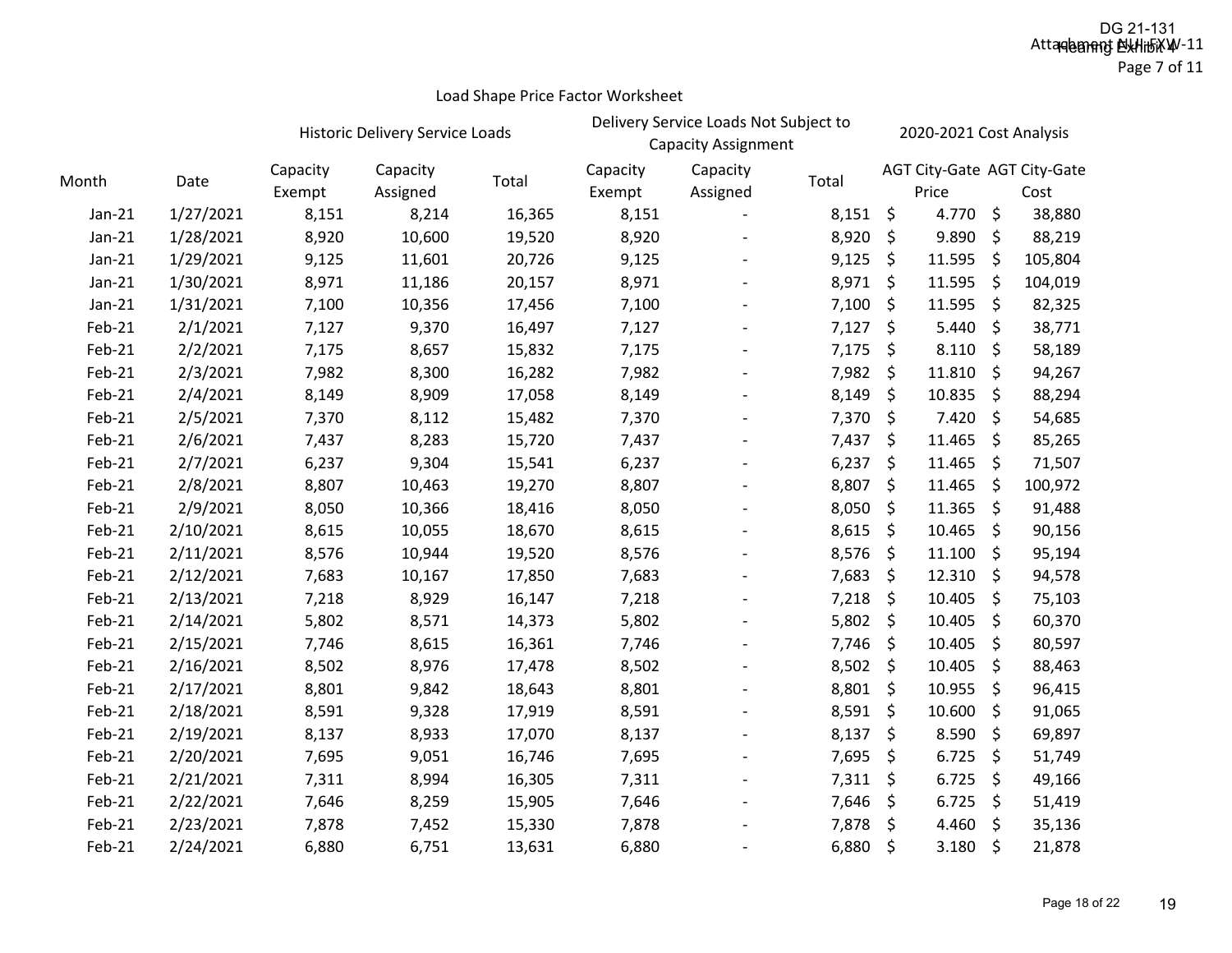DG 21-131
Attachment NUI-FXW-11 / Hearing Exhibit 4
Page 7 of 11

## Load Shape Price Factor Worksheet

| Month | Date | Historic Delivery Service Loads | | | Delivery Service Loads Not Subject to Capacity Assignment | | | 2020-2021 Cost Analysis | |
|---|---|---|---|---|---|---|---|---|---|
| | | Capacity Exempt | Capacity Assigned | Total | Capacity Exempt | Capacity Assigned | Total | AGT City-Gate Price | AGT City-Gate Cost |
| Jan-21 | 1/27/2021 | 8,151 | 8,214 | 16,365 | 8,151 | - | 8,151 | $ 4.770 | $ 38,880 |
| Jan-21 | 1/28/2021 | 8,920 | 10,600 | 19,520 | 8,920 | - | 8,920 | $ 9.890 | $ 88,219 |
| Jan-21 | 1/29/2021 | 9,125 | 11,601 | 20,726 | 9,125 | - | 9,125 | $ 11.595 | $ 105,804 |
| Jan-21 | 1/30/2021 | 8,971 | 11,186 | 20,157 | 8,971 | - | 8,971 | $ 11.595 | $ 104,019 |
| Jan-21 | 1/31/2021 | 7,100 | 10,356 | 17,456 | 7,100 | - | 7,100 | $ 11.595 | $ 82,325 |
| Feb-21 | 2/1/2021 | 7,127 | 9,370 | 16,497 | 7,127 | - | 7,127 | $ 5.440 | $ 38,771 |
| Feb-21 | 2/2/2021 | 7,175 | 8,657 | 15,832 | 7,175 | - | 7,175 | $ 8.110 | $ 58,189 |
| Feb-21 | 2/3/2021 | 7,982 | 8,300 | 16,282 | 7,982 | - | 7,982 | $ 11.810 | $ 94,267 |
| Feb-21 | 2/4/2021 | 8,149 | 8,909 | 17,058 | 8,149 | - | 8,149 | $ 10.835 | $ 88,294 |
| Feb-21 | 2/5/2021 | 7,370 | 8,112 | 15,482 | 7,370 | - | 7,370 | $ 7.420 | $ 54,685 |
| Feb-21 | 2/6/2021 | 7,437 | 8,283 | 15,720 | 7,437 | - | 7,437 | $ 11.465 | $ 85,265 |
| Feb-21 | 2/7/2021 | 6,237 | 9,304 | 15,541 | 6,237 | - | 6,237 | $ 11.465 | $ 71,507 |
| Feb-21 | 2/8/2021 | 8,807 | 10,463 | 19,270 | 8,807 | - | 8,807 | $ 11.465 | $ 100,972 |
| Feb-21 | 2/9/2021 | 8,050 | 10,366 | 18,416 | 8,050 | - | 8,050 | $ 11.365 | $ 91,488 |
| Feb-21 | 2/10/2021 | 8,615 | 10,055 | 18,670 | 8,615 | - | 8,615 | $ 10.465 | $ 90,156 |
| Feb-21 | 2/11/2021 | 8,576 | 10,944 | 19,520 | 8,576 | - | 8,576 | $ 11.100 | $ 95,194 |
| Feb-21 | 2/12/2021 | 7,683 | 10,167 | 17,850 | 7,683 | - | 7,683 | $ 12.310 | $ 94,578 |
| Feb-21 | 2/13/2021 | 7,218 | 8,929 | 16,147 | 7,218 | - | 7,218 | $ 10.405 | $ 75,103 |
| Feb-21 | 2/14/2021 | 5,802 | 8,571 | 14,373 | 5,802 | - | 5,802 | $ 10.405 | $ 60,370 |
| Feb-21 | 2/15/2021 | 7,746 | 8,615 | 16,361 | 7,746 | - | 7,746 | $ 10.405 | $ 80,597 |
| Feb-21 | 2/16/2021 | 8,502 | 8,976 | 17,478 | 8,502 | - | 8,502 | $ 10.405 | $ 88,463 |
| Feb-21 | 2/17/2021 | 8,801 | 9,842 | 18,643 | 8,801 | - | 8,801 | $ 10.955 | $ 96,415 |
| Feb-21 | 2/18/2021 | 8,591 | 9,328 | 17,919 | 8,591 | - | 8,591 | $ 10.600 | $ 91,065 |
| Feb-21 | 2/19/2021 | 8,137 | 8,933 | 17,070 | 8,137 | - | 8,137 | $ 8.590 | $ 69,897 |
| Feb-21 | 2/20/2021 | 7,695 | 9,051 | 16,746 | 7,695 | - | 7,695 | $ 6.725 | $ 51,749 |
| Feb-21 | 2/21/2021 | 7,311 | 8,994 | 16,305 | 7,311 | - | 7,311 | $ 6.725 | $ 49,166 |
| Feb-21 | 2/22/2021 | 7,646 | 8,259 | 15,905 | 7,646 | - | 7,646 | $ 6.725 | $ 51,419 |
| Feb-21 | 2/23/2021 | 7,878 | 7,452 | 15,330 | 7,878 | - | 7,878 | $ 4.460 | $ 35,136 |
| Feb-21 | 2/24/2021 | 6,880 | 6,751 | 13,631 | 6,880 | - | 6,880 | $ 3.180 | $ 21,878 |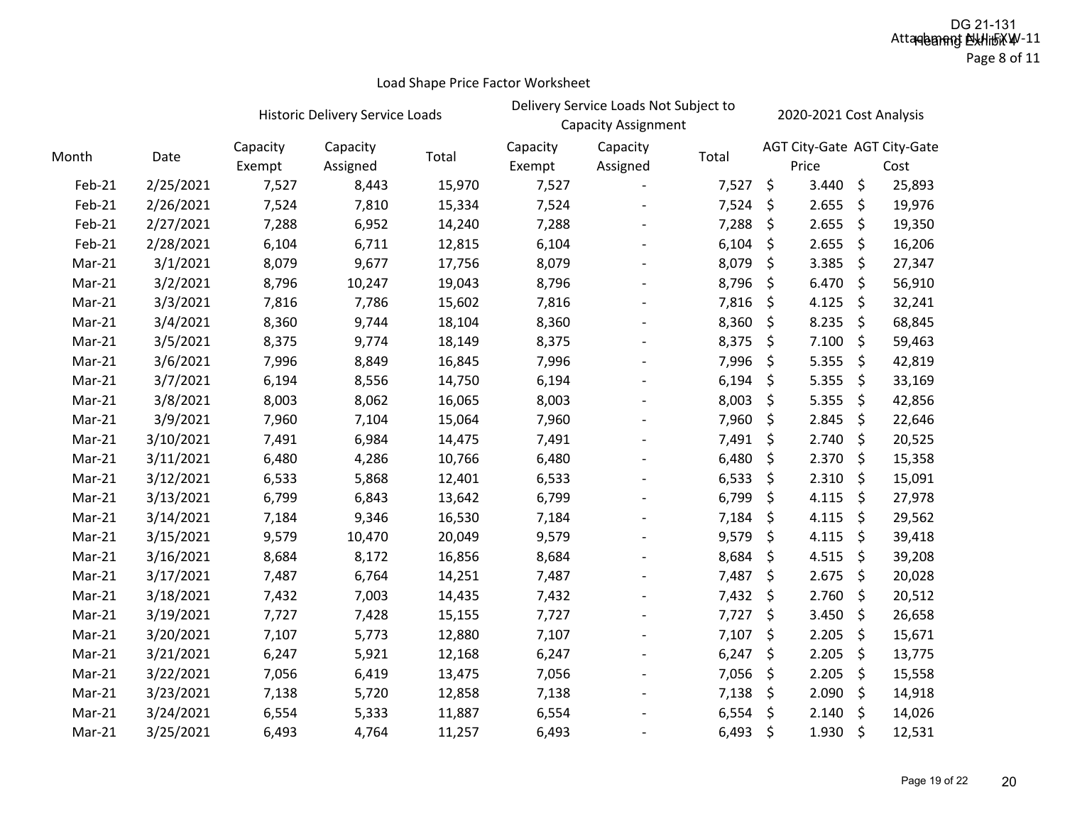## Load Shape Price Factor Worksheet

| Month | Date | Historic Delivery Service Loads | | | Delivery Service Loads Not Subject to Capacity Assignment | | | 2020-2021 Cost Analysis | |
|---|---|---|---|---|---|---|---|---|---|
| | | Capacity Exempt | Capacity Assigned | Total | Capacity Exempt | Capacity Assigned | Total | AGT City-Gate Price | AGT City-Gate Cost |
| Feb-21 | 2/25/2021 | 7,527 | 8,443 | 15,970 | 7,527 | - | 7,527 | $ 3.440 | $ 25,893 |
| Feb-21 | 2/26/2021 | 7,524 | 7,810 | 15,334 | 7,524 | - | 7,524 | $ 2.655 | $ 19,976 |
| Feb-21 | 2/27/2021 | 7,288 | 6,952 | 14,240 | 7,288 | - | 7,288 | $ 2.655 | $ 19,350 |
| Feb-21 | 2/28/2021 | 6,104 | 6,711 | 12,815 | 6,104 | - | 6,104 | $ 2.655 | $ 16,206 |
| Mar-21 | 3/1/2021 | 8,079 | 9,677 | 17,756 | 8,079 | - | 8,079 | $ 3.385 | $ 27,347 |
| Mar-21 | 3/2/2021 | 8,796 | 10,247 | 19,043 | 8,796 | - | 8,796 | $ 6.470 | $ 56,910 |
| Mar-21 | 3/3/2021 | 7,816 | 7,786 | 15,602 | 7,816 | - | 7,816 | $ 4.125 | $ 32,241 |
| Mar-21 | 3/4/2021 | 8,360 | 9,744 | 18,104 | 8,360 | - | 8,360 | $ 8.235 | $ 68,845 |
| Mar-21 | 3/5/2021 | 8,375 | 9,774 | 18,149 | 8,375 | - | 8,375 | $ 7.100 | $ 59,463 |
| Mar-21 | 3/6/2021 | 7,996 | 8,849 | 16,845 | 7,996 | - | 7,996 | $ 5.355 | $ 42,819 |
| Mar-21 | 3/7/2021 | 6,194 | 8,556 | 14,750 | 6,194 | - | 6,194 | $ 5.355 | $ 33,169 |
| Mar-21 | 3/8/2021 | 8,003 | 8,062 | 16,065 | 8,003 | - | 8,003 | $ 5.355 | $ 42,856 |
| Mar-21 | 3/9/2021 | 7,960 | 7,104 | 15,064 | 7,960 | - | 7,960 | $ 2.845 | $ 22,646 |
| Mar-21 | 3/10/2021 | 7,491 | 6,984 | 14,475 | 7,491 | - | 7,491 | $ 2.740 | $ 20,525 |
| Mar-21 | 3/11/2021 | 6,480 | 4,286 | 10,766 | 6,480 | - | 6,480 | $ 2.370 | $ 15,358 |
| Mar-21 | 3/12/2021 | 6,533 | 5,868 | 12,401 | 6,533 | - | 6,533 | $ 2.310 | $ 15,091 |
| Mar-21 | 3/13/2021 | 6,799 | 6,843 | 13,642 | 6,799 | - | 6,799 | $ 4.115 | $ 27,978 |
| Mar-21 | 3/14/2021 | 7,184 | 9,346 | 16,530 | 7,184 | - | 7,184 | $ 4.115 | $ 29,562 |
| Mar-21 | 3/15/2021 | 9,579 | 10,470 | 20,049 | 9,579 | - | 9,579 | $ 4.115 | $ 39,418 |
| Mar-21 | 3/16/2021 | 8,684 | 8,172 | 16,856 | 8,684 | - | 8,684 | $ 4.515 | $ 39,208 |
| Mar-21 | 3/17/2021 | 7,487 | 6,764 | 14,251 | 7,487 | - | 7,487 | $ 2.675 | $ 20,028 |
| Mar-21 | 3/18/2021 | 7,432 | 7,003 | 14,435 | 7,432 | - | 7,432 | $ 2.760 | $ 20,512 |
| Mar-21 | 3/19/2021 | 7,727 | 7,428 | 15,155 | 7,727 | - | 7,727 | $ 3.450 | $ 26,658 |
| Mar-21 | 3/20/2021 | 7,107 | 5,773 | 12,880 | 7,107 | - | 7,107 | $ 2.205 | $ 15,671 |
| Mar-21 | 3/21/2021 | 6,247 | 5,921 | 12,168 | 6,247 | - | 6,247 | $ 2.205 | $ 13,775 |
| Mar-21 | 3/22/2021 | 7,056 | 6,419 | 13,475 | 7,056 | - | 7,056 | $ 2.205 | $ 15,558 |
| Mar-21 | 3/23/2021 | 7,138 | 5,720 | 12,858 | 7,138 | - | 7,138 | $ 2.090 | $ 14,918 |
| Mar-21 | 3/24/2021 | 6,554 | 5,333 | 11,887 | 6,554 | - | 6,554 | $ 2.140 | $ 14,026 |
| Mar-21 | 3/25/2021 | 6,493 | 4,764 | 11,257 | 6,493 | - | 6,493 | $ 1.930 | $ 12,531 |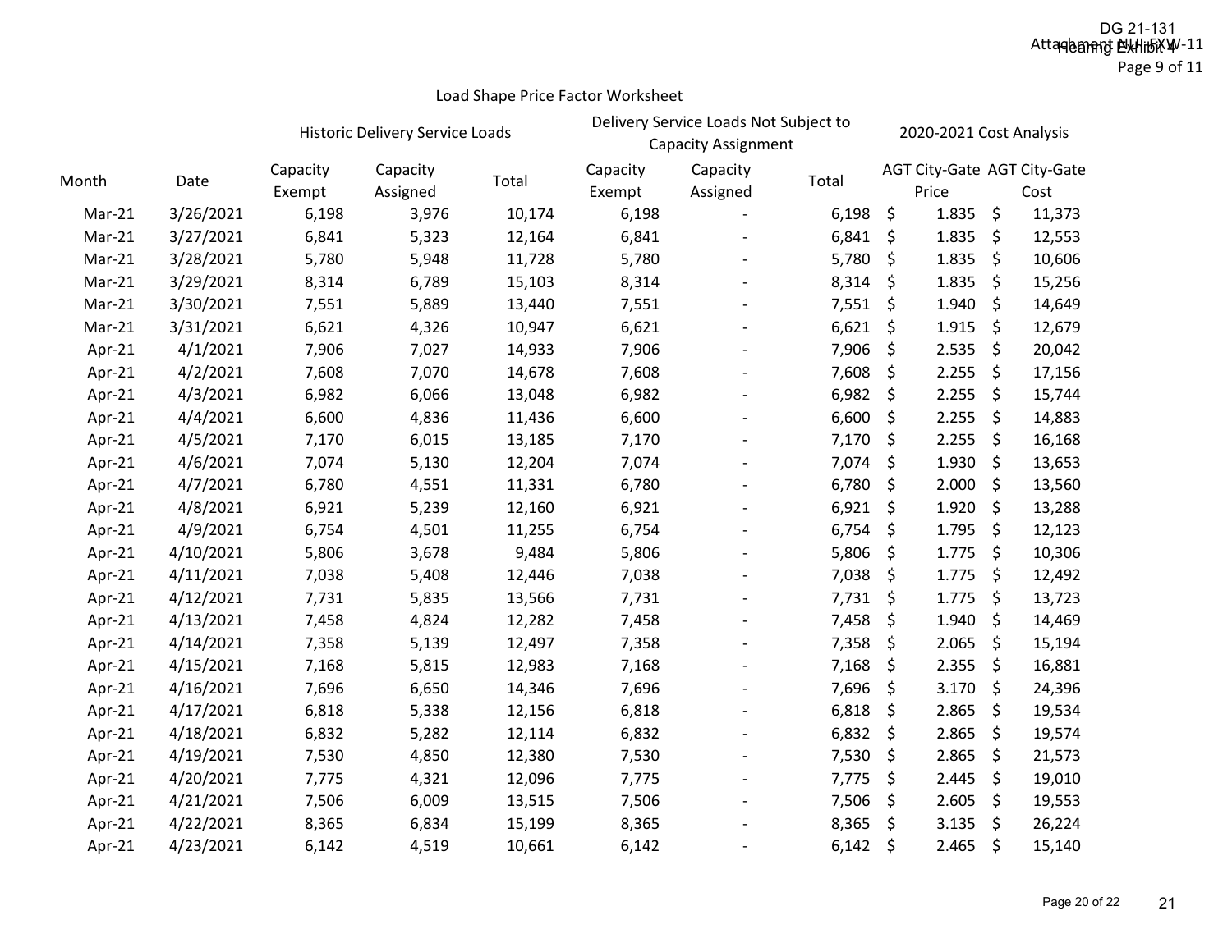## Load Shape Price Factor Worksheet

| Month | Date | Historic Delivery Service Loads | | | Delivery Service Loads Not Subject to Capacity Assignment | | | 2020-2021 Cost Analysis | |
|---|---|---|---|---|---|---|---|---|---|
| | | Capacity Exempt | Capacity Assigned | Total | Capacity Exempt | Capacity Assigned | Total | AGT City-Gate Price | AGT City-Gate Cost |
| Mar-21 | 3/26/2021 | 6,198 | 3,976 | 10,174 | 6,198 | - | 6,198 | $ 1.835 | $ 11,373 |
| Mar-21 | 3/27/2021 | 6,841 | 5,323 | 12,164 | 6,841 | - | 6,841 | $ 1.835 | $ 12,553 |
| Mar-21 | 3/28/2021 | 5,780 | 5,948 | 11,728 | 5,780 | - | 5,780 | $ 1.835 | $ 10,606 |
| Mar-21 | 3/29/2021 | 8,314 | 6,789 | 15,103 | 8,314 | - | 8,314 | $ 1.835 | $ 15,256 |
| Mar-21 | 3/30/2021 | 7,551 | 5,889 | 13,440 | 7,551 | - | 7,551 | $ 1.940 | $ 14,649 |
| Mar-21 | 3/31/2021 | 6,621 | 4,326 | 10,947 | 6,621 | - | 6,621 | $ 1.915 | $ 12,679 |
| Apr-21 | 4/1/2021 | 7,906 | 7,027 | 14,933 | 7,906 | - | 7,906 | $ 2.535 | $ 20,042 |
| Apr-21 | 4/2/2021 | 7,608 | 7,070 | 14,678 | 7,608 | - | 7,608 | $ 2.255 | $ 17,156 |
| Apr-21 | 4/3/2021 | 6,982 | 6,066 | 13,048 | 6,982 | - | 6,982 | $ 2.255 | $ 15,744 |
| Apr-21 | 4/4/2021 | 6,600 | 4,836 | 11,436 | 6,600 | - | 6,600 | $ 2.255 | $ 14,883 |
| Apr-21 | 4/5/2021 | 7,170 | 6,015 | 13,185 | 7,170 | - | 7,170 | $ 2.255 | $ 16,168 |
| Apr-21 | 4/6/2021 | 7,074 | 5,130 | 12,204 | 7,074 | - | 7,074 | $ 1.930 | $ 13,653 |
| Apr-21 | 4/7/2021 | 6,780 | 4,551 | 11,331 | 6,780 | - | 6,780 | $ 2.000 | $ 13,560 |
| Apr-21 | 4/8/2021 | 6,921 | 5,239 | 12,160 | 6,921 | - | 6,921 | $ 1.920 | $ 13,288 |
| Apr-21 | 4/9/2021 | 6,754 | 4,501 | 11,255 | 6,754 | - | 6,754 | $ 1.795 | $ 12,123 |
| Apr-21 | 4/10/2021 | 5,806 | 3,678 | 9,484 | 5,806 | - | 5,806 | $ 1.775 | $ 10,306 |
| Apr-21 | 4/11/2021 | 7,038 | 5,408 | 12,446 | 7,038 | - | 7,038 | $ 1.775 | $ 12,492 |
| Apr-21 | 4/12/2021 | 7,731 | 5,835 | 13,566 | 7,731 | - | 7,731 | $ 1.775 | $ 13,723 |
| Apr-21 | 4/13/2021 | 7,458 | 4,824 | 12,282 | 7,458 | - | 7,458 | $ 1.940 | $ 14,469 |
| Apr-21 | 4/14/2021 | 7,358 | 5,139 | 12,497 | 7,358 | - | 7,358 | $ 2.065 | $ 15,194 |
| Apr-21 | 4/15/2021 | 7,168 | 5,815 | 12,983 | 7,168 | - | 7,168 | $ 2.355 | $ 16,881 |
| Apr-21 | 4/16/2021 | 7,696 | 6,650 | 14,346 | 7,696 | - | 7,696 | $ 3.170 | $ 24,396 |
| Apr-21 | 4/17/2021 | 6,818 | 5,338 | 12,156 | 6,818 | - | 6,818 | $ 2.865 | $ 19,534 |
| Apr-21 | 4/18/2021 | 6,832 | 5,282 | 12,114 | 6,832 | - | 6,832 | $ 2.865 | $ 19,574 |
| Apr-21 | 4/19/2021 | 7,530 | 4,850 | 12,380 | 7,530 | - | 7,530 | $ 2.865 | $ 21,573 |
| Apr-21 | 4/20/2021 | 7,775 | 4,321 | 12,096 | 7,775 | - | 7,775 | $ 2.445 | $ 19,010 |
| Apr-21 | 4/21/2021 | 7,506 | 6,009 | 13,515 | 7,506 | - | 7,506 | $ 2.605 | $ 19,553 |
| Apr-21 | 4/22/2021 | 8,365 | 6,834 | 15,199 | 8,365 | - | 8,365 | $ 3.135 | $ 26,224 |
| Apr-21 | 4/23/2021 | 6,142 | 4,519 | 10,661 | 6,142 | - | 6,142 | $ 2.465 | $ 15,140 |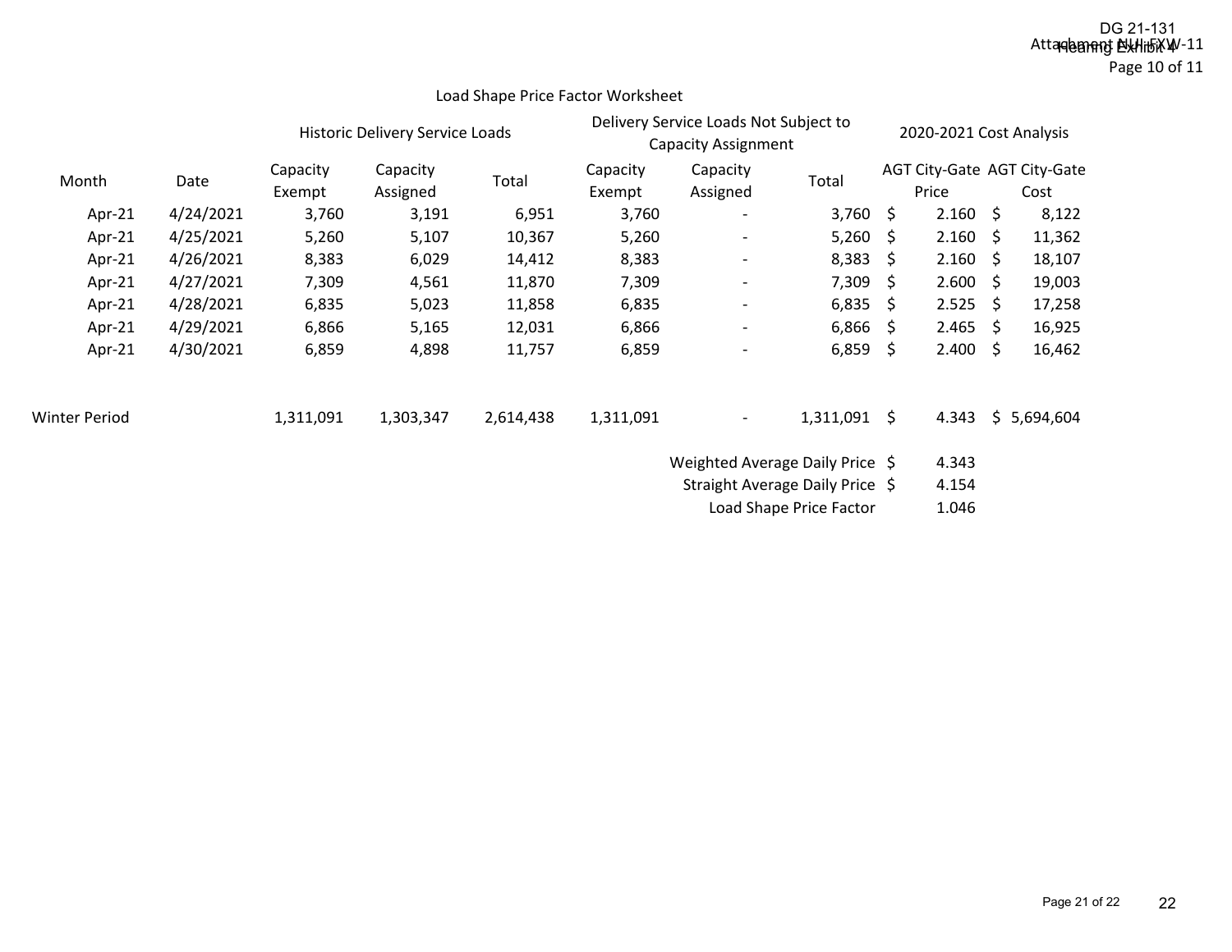## Load Shape Price Factor Worksheet

| Month | Date | Historic Delivery Service Loads | | | Delivery Service Loads Not Subject to Capacity Assignment | | | 2020-2021 Cost Analysis | |
|---|---|---|---|---|---|---|---|---|---|
| | | Capacity Exempt | Capacity Assigned | Total | Capacity Exempt | Capacity Assigned | Total | AGT City-Gate Price | AGT City-Gate Cost |
| Apr-21 | 4/24/2021 | 3,760 | 3,191 | 6,951 | 3,760 | - | 3,760 | $ 2.160 | $ 8,122 |
| Apr-21 | 4/25/2021 | 5,260 | 5,107 | 10,367 | 5,260 | - | 5,260 | $ 2.160 | $ 11,362 |
| Apr-21 | 4/26/2021 | 8,383 | 6,029 | 14,412 | 8,383 | - | 8,383 | $ 2.160 | $ 18,107 |
| Apr-21 | 4/27/2021 | 7,309 | 4,561 | 11,870 | 7,309 | - | 7,309 | $ 2.600 | $ 19,003 |
| Apr-21 | 4/28/2021 | 6,835 | 5,023 | 11,858 | 6,835 | - | 6,835 | $ 2.525 | $ 17,258 |
| Apr-21 | 4/29/2021 | 6,866 | 5,165 | 12,031 | 6,866 | - | 6,866 | $ 2.465 | $ 16,925 |
| Apr-21 | 4/30/2021 | 6,859 | 4,898 | 11,757 | 6,859 | - | 6,859 | $ 2.400 | $ 16,462 |
| Winter Period | | 1,311,091 | 1,303,347 | 2,614,438 | 1,311,091 | - | 1,311,091 | $ 4.343 | $ 5,694,604 |

| | |
|---|---|
| Weighted Average Daily Price | $ 4.343 |
| Straight Average Daily Price | $ 4.154 |
| Load Shape Price Factor | 1.046 |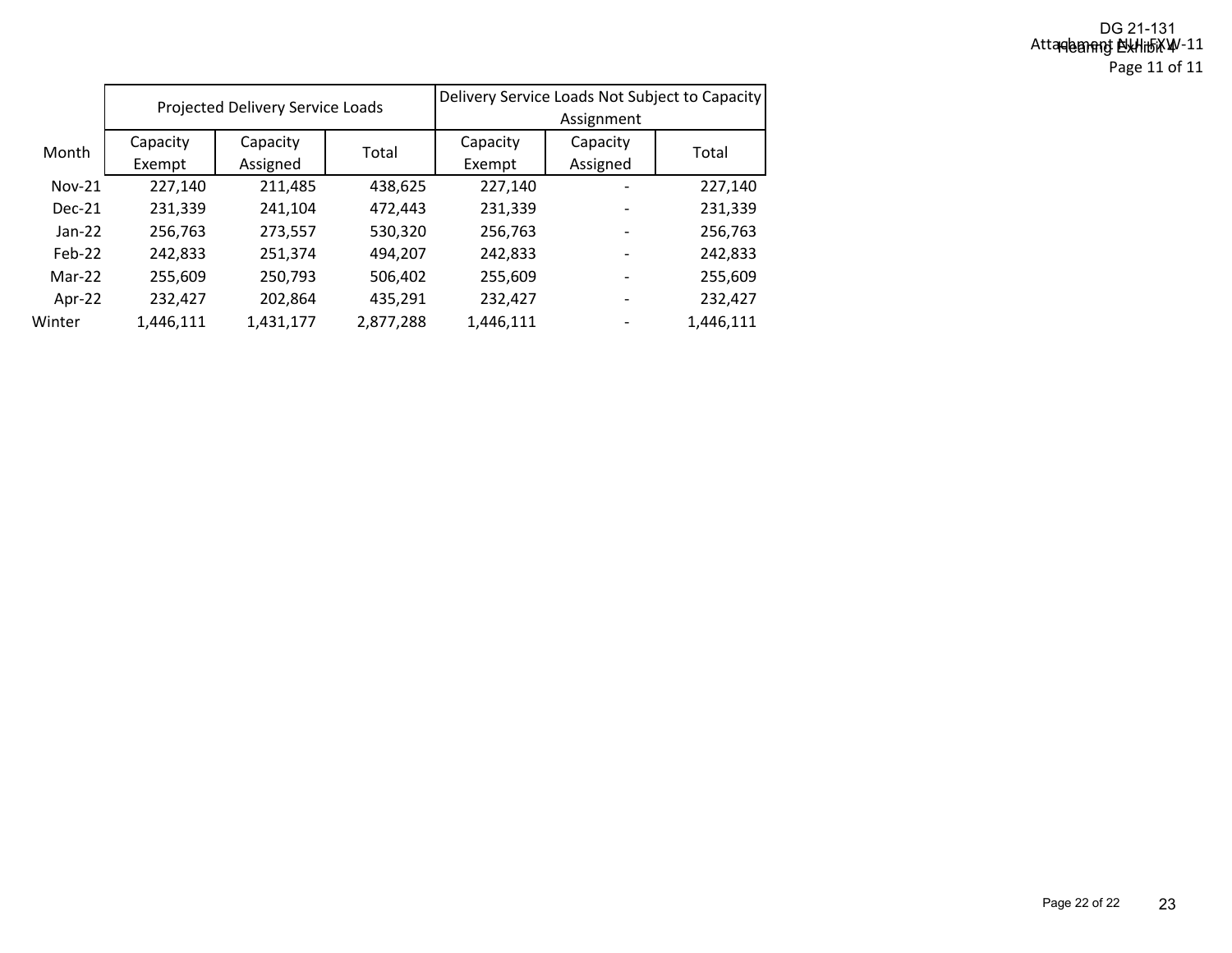| Month | Projected Delivery Service Loads | | | Delivery Service Loads Not Subject to Capacity Assignment | | |
|---|---|---|---|---|---|---|
| | Capacity Exempt | Capacity Assigned | Total | Capacity Exempt | Capacity Assigned | Total |
| Nov-21 | 227,140 | 211,485 | 438,625 | 227,140 | - | 227,140 |
| Dec-21 | 231,339 | 241,104 | 472,443 | 231,339 | - | 231,339 |
| Jan-22 | 256,763 | 273,557 | 530,320 | 256,763 | - | 256,763 |
| Feb-22 | 242,833 | 251,374 | 494,207 | 242,833 | - | 242,833 |
| Mar-22 | 255,609 | 250,793 | 506,402 | 255,609 | - | 255,609 |
| Apr-22 | 232,427 | 202,864 | 435,291 | 232,427 | - | 232,427 |
| Winter | 1,446,111 | 1,431,177 | 2,877,288 | 1,446,111 | - | 1,446,111 |